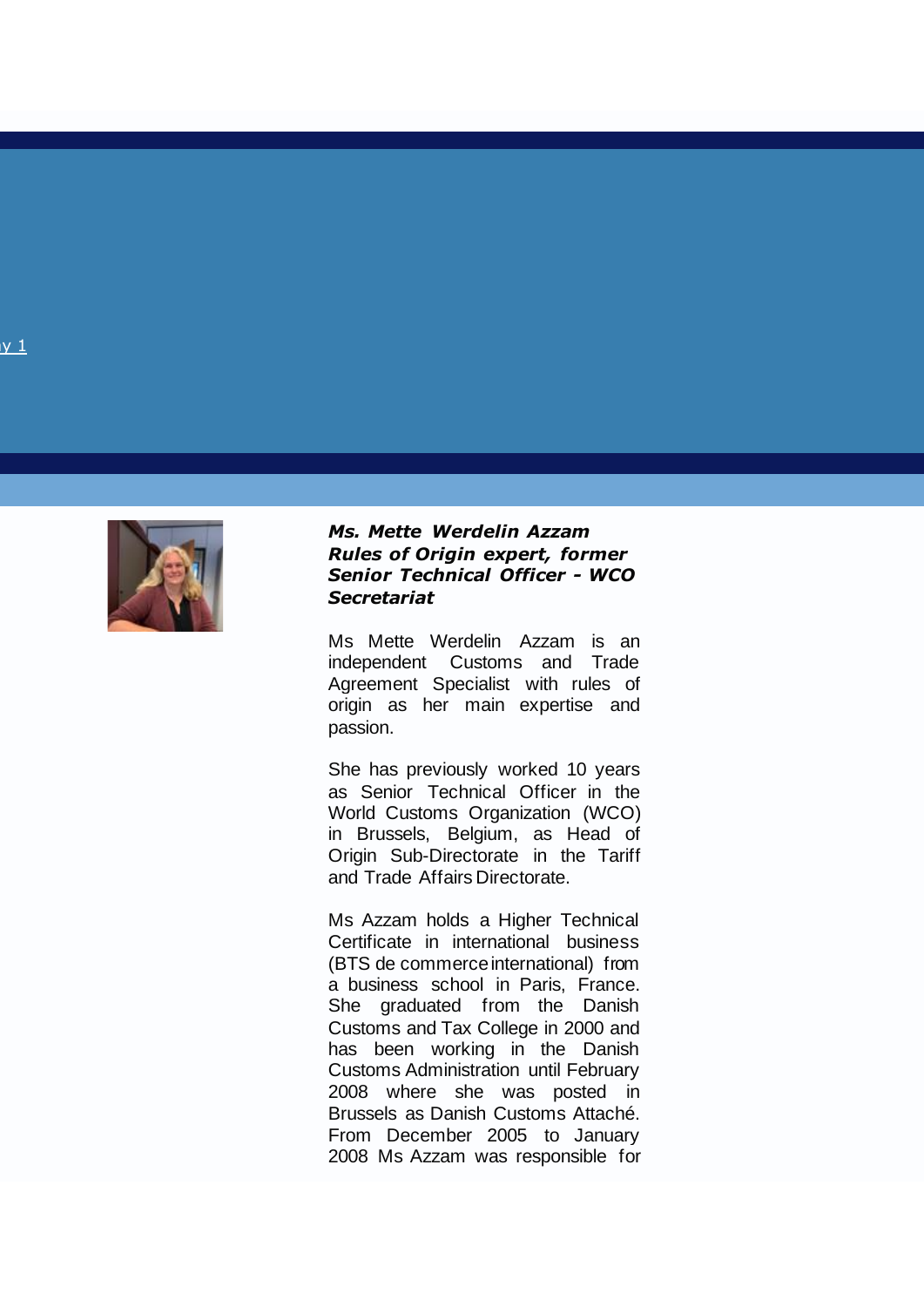y 1

***Ms. Mette Werdelin Azzam***
***Rules of Origin expert, former Senior Technical Officer - WCO Secretariat***

Ms Mette Werdelin Azzam is an independent Customs and Trade Agreement Specialist with rules of origin as her main expertise and passion.

She has previously worked 10 years as Senior Technical Officer in the World Customs Organization (WCO) in Brussels, Belgium, as Head of Origin Sub-Directorate in the Tariff and Trade Affairs Directorate.

Ms Azzam holds a Higher Technical Certificate in international business (BTS de commerce international) from a business school in Paris, France. She graduated from the Danish Customs and Tax College in 2000 and has been working in the Danish Customs Administration until February 2008 where she was posted in Brussels as Danish Customs Attaché. From December 2005 to January 2008 Ms Azzam was responsible for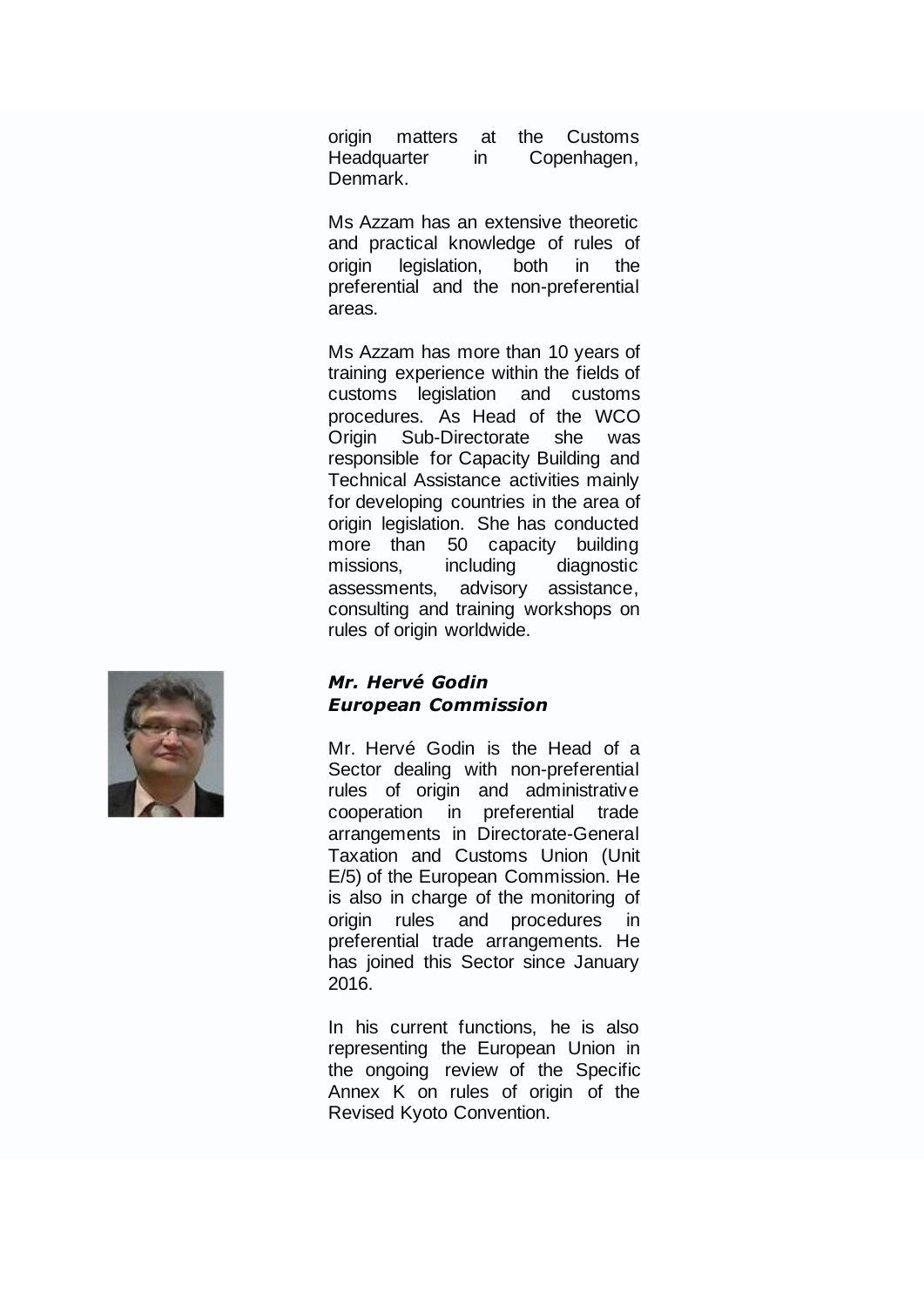origin matters at the Customs Headquarter in Copenhagen, Denmark.

Ms Azzam has an extensive theoretic and practical knowledge of rules of origin legislation, both in the preferential and the non-preferential areas.

Ms Azzam has more than 10 years of training experience within the fields of customs legislation and customs procedures. As Head of the WCO Origin Sub-Directorate she was responsible for Capacity Building and Technical Assistance activities mainly for developing countries in the area of origin legislation. She has conducted more than 50 capacity building missions, including diagnostic assessments, advisory assistance, consulting and training workshops on rules of origin worldwide.

***Mr. Hervé Godin***
***European Commission***

Mr. Hervé Godin is the Head of a Sector dealing with non-preferential rules of origin and administrative cooperation in preferential trade arrangements in Directorate-General Taxation and Customs Union (Unit E/5) of the European Commission. He is also in charge of the monitoring of origin rules and procedures in preferential trade arrangements. He has joined this Sector since January 2016.

In his current functions, he is also representing the European Union in the ongoing review of the Specific Annex K on rules of origin of the Revised Kyoto Convention.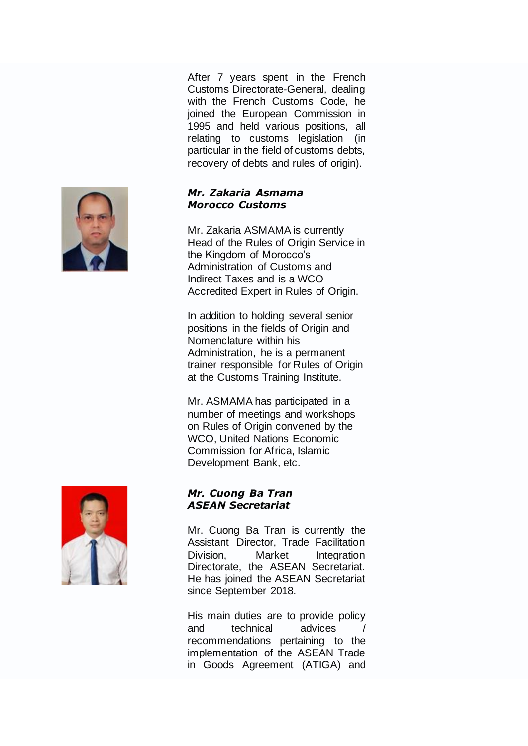After 7 years spent in the French Customs Directorate-General, dealing with the French Customs Code, he joined the European Commission in 1995 and held various positions, all relating to customs legislation (in particular in the field of customs debts, recovery of debts and rules of origin).

***Mr. Zakaria Asmama***
***Morocco Customs***

Mr. Zakaria ASMAMA is currently Head of the Rules of Origin Service in the Kingdom of Morocco's Administration of Customs and Indirect Taxes and is a WCO Accredited Expert in Rules of Origin.

In addition to holding several senior positions in the fields of Origin and Nomenclature within his Administration, he is a permanent trainer responsible for Rules of Origin at the Customs Training Institute.

Mr. ASMAMA has participated in a number of meetings and workshops on Rules of Origin convened by the WCO, United Nations Economic Commission for Africa, Islamic Development Bank, etc.

***Mr. Cuong Ba Tran***
***ASEAN Secretariat***

Mr. Cuong Ba Tran is currently the Assistant Director, Trade Facilitation Division, Market Integration Directorate, the ASEAN Secretariat. He has joined the ASEAN Secretariat since September 2018.

His main duties are to provide policy and technical advices / recommendations pertaining to the implementation of the ASEAN Trade in Goods Agreement (ATIGA) and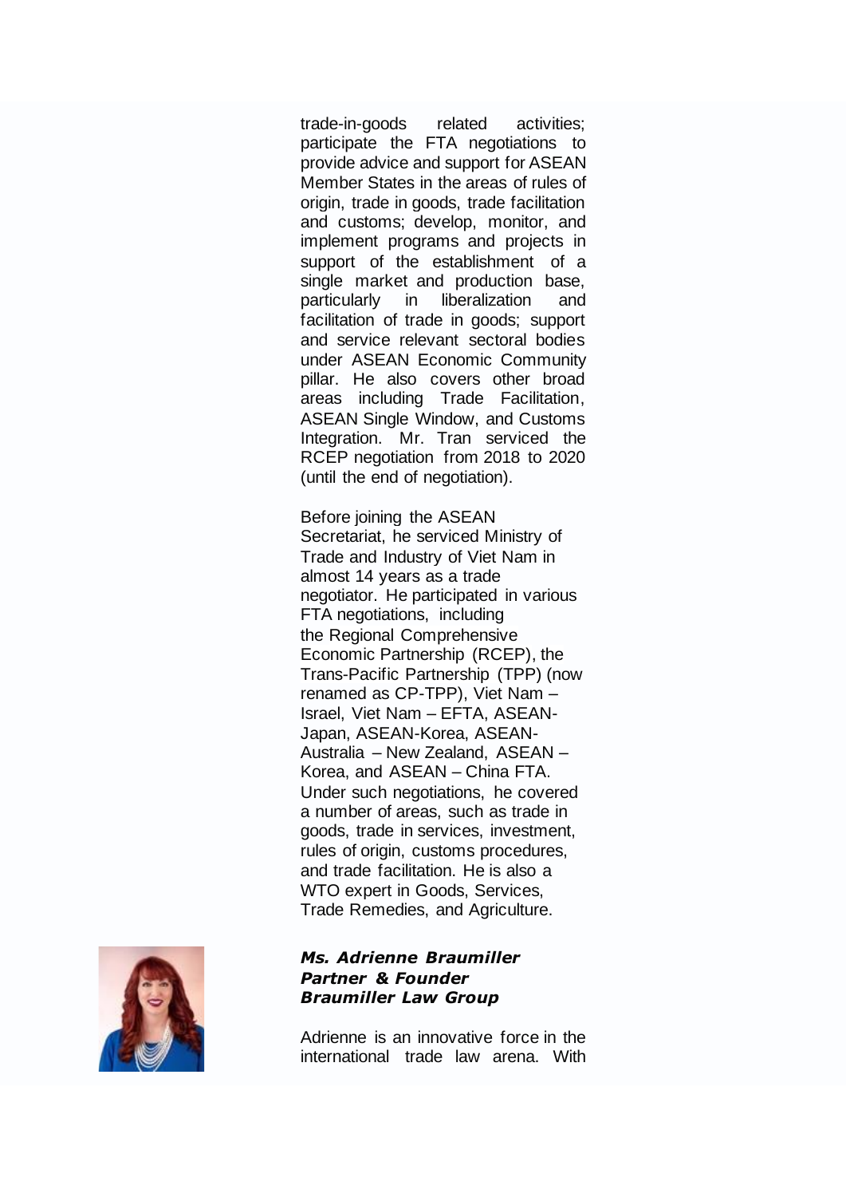trade-in-goods related activities; participate the FTA negotiations to provide advice and support for ASEAN Member States in the areas of rules of origin, trade in goods, trade facilitation and customs; develop, monitor, and implement programs and projects in support of the establishment of a single market and production base, particularly in liberalization and facilitation of trade in goods; support and service relevant sectoral bodies under ASEAN Economic Community pillar. He also covers other broad areas including Trade Facilitation, ASEAN Single Window, and Customs Integration. Mr. Tran serviced the RCEP negotiation from 2018 to 2020 (until the end of negotiation).

Before joining the ASEAN Secretariat, he serviced Ministry of Trade and Industry of Viet Nam in almost 14 years as a trade negotiator. He participated in various FTA negotiations, including the Regional Comprehensive Economic Partnership (RCEP), the Trans-Pacific Partnership (TPP) (now renamed as CP-TPP), Viet Nam – Israel, Viet Nam – EFTA, ASEAN-Japan, ASEAN-Korea, ASEAN-Australia – New Zealand, ASEAN – Korea, and ASEAN – China FTA. Under such negotiations, he covered a number of areas, such as trade in goods, trade in services, investment, rules of origin, customs procedures, and trade facilitation. He is also a WTO expert in Goods, Services, Trade Remedies, and Agriculture.

***Ms. Adrienne Braumiller***
***Partner & Founder***
***Braumiller Law Group***

Adrienne is an innovative force in the international trade law arena. With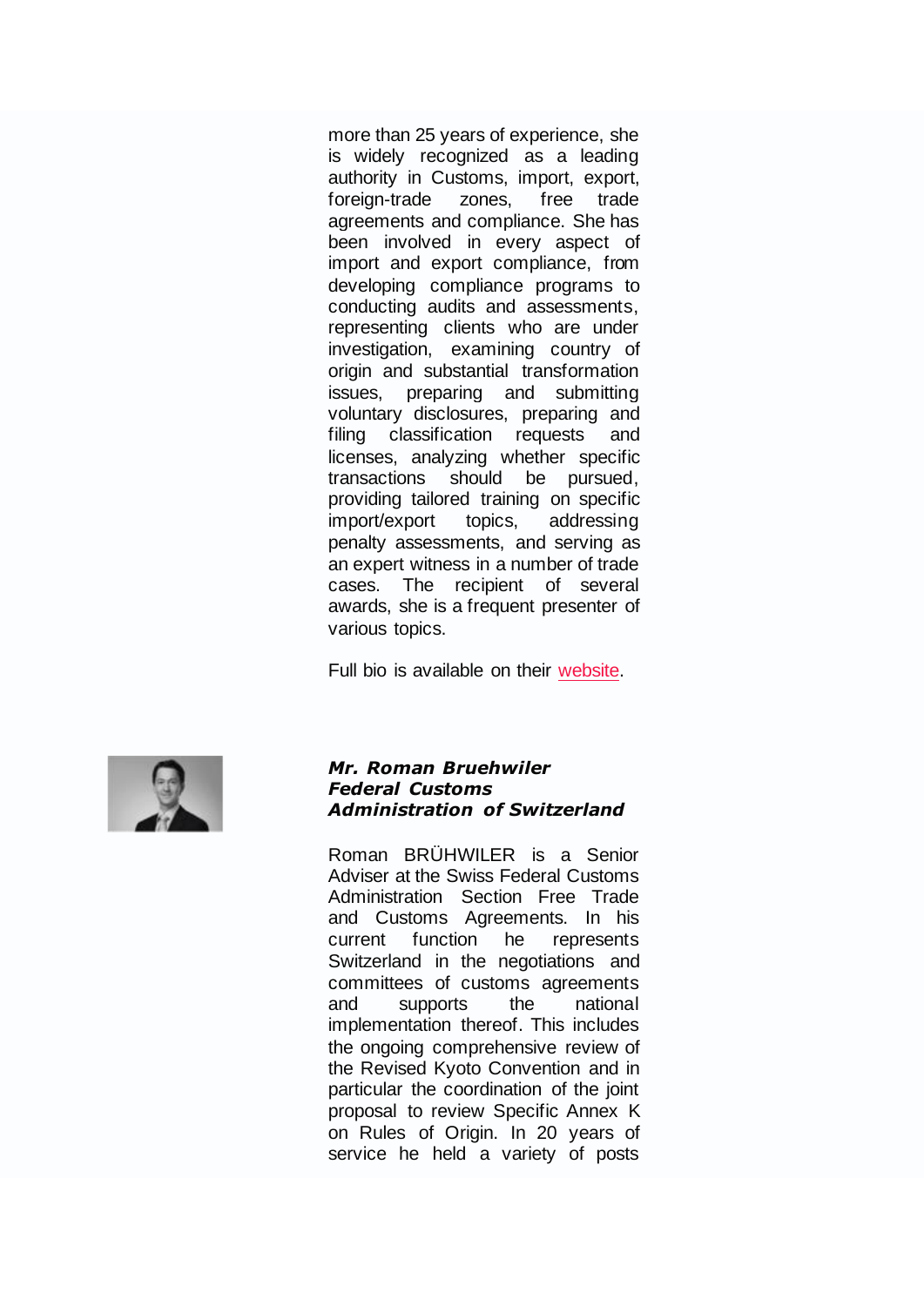more than 25 years of experience, she is widely recognized as a leading authority in Customs, import, export, foreign-trade zones, free trade agreements and compliance. She has been involved in every aspect of import and export compliance, from developing compliance programs to conducting audits and assessments, representing clients who are under investigation, examining country of origin and substantial transformation issues, preparing and submitting voluntary disclosures, preparing and filing classification requests and licenses, analyzing whether specific transactions should be pursued, providing tailored training on specific import/export topics, addressing penalty assessments, and serving as an expert witness in a number of trade cases. The recipient of several awards, she is a frequent presenter of various topics.

Full bio is available on their website.

***Mr. Roman Bruehwiler***
***Federal Customs Administration of Switzerland***

Roman BRÜHWILER is a Senior Adviser at the Swiss Federal Customs Administration Section Free Trade and Customs Agreements. In his current function he represents Switzerland in the negotiations and committees of customs agreements and supports the national implementation thereof. This includes the ongoing comprehensive review of the Revised Kyoto Convention and in particular the coordination of the joint proposal to review Specific Annex K on Rules of Origin. In 20 years of service he held a variety of posts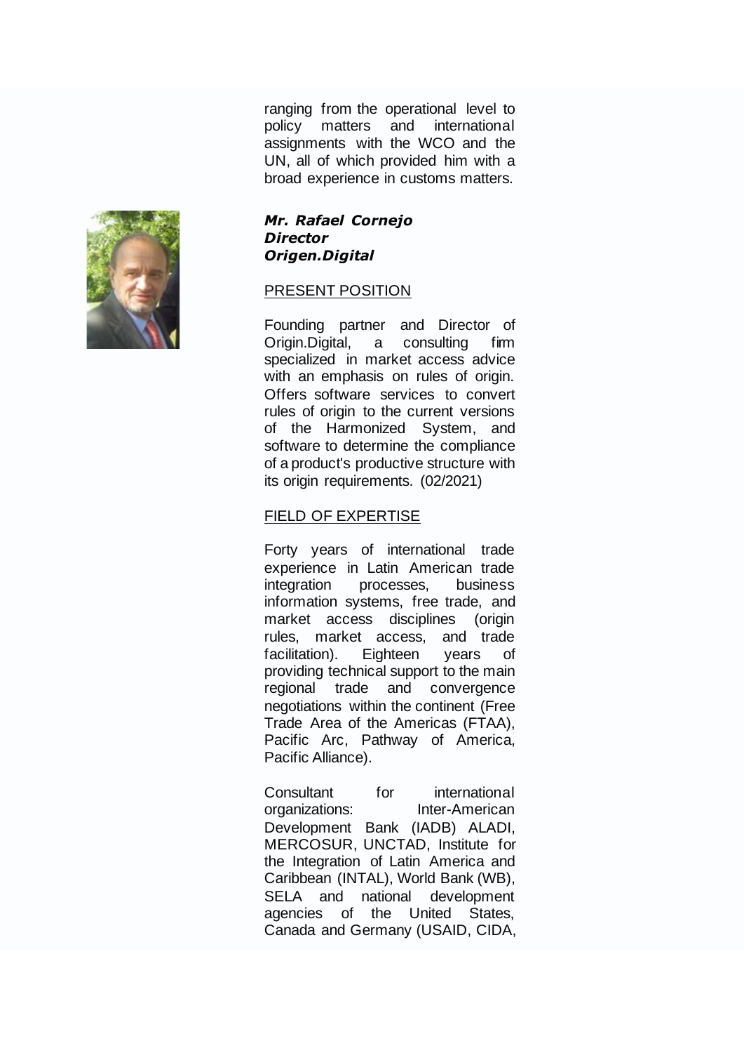ranging from the operational level to policy matters and international assignments with the WCO and the UN, all of which provided him with a broad experience in customs matters.

***Mr. Rafael Cornejo***
***Director***
***Origen.Digital***

PRESENT POSITION

Founding partner and Director of Origin.Digital, a consulting firm specialized in market access advice with an emphasis on rules of origin. Offers software services to convert rules of origin to the current versions of the Harmonized System, and software to determine the compliance of a product's productive structure with its origin requirements. (02/2021)

FIELD OF EXPERTISE

Forty years of international trade experience in Latin American trade integration processes, business information systems, free trade, and market access disciplines (origin rules, market access, and trade facilitation). Eighteen years of providing technical support to the main regional trade and convergence negotiations within the continent (Free Trade Area of the Americas (FTAA), Pacific Arc, Pathway of America, Pacific Alliance).

Consultant for international organizations: Inter-American Development Bank (IADB) ALADI, MERCOSUR, UNCTAD, Institute for the Integration of Latin America and Caribbean (INTAL), World Bank (WB), SELA and national development agencies of the United States, Canada and Germany (USAID, CIDA,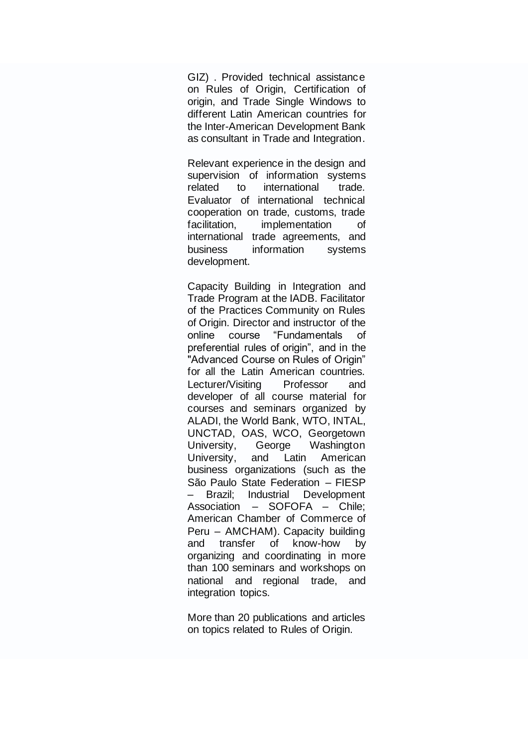GIZ) . Provided technical assistance on Rules of Origin, Certification of origin, and Trade Single Windows to different Latin American countries for the Inter-American Development Bank as consultant in Trade and Integration.

Relevant experience in the design and supervision of information systems related to international trade. Evaluator of international technical cooperation on trade, customs, trade facilitation, implementation of international trade agreements, and business information systems development.

Capacity Building in Integration and Trade Program at the IADB. Facilitator of the Practices Community on Rules of Origin. Director and instructor of the online course "Fundamentals of preferential rules of origin", and in the "Advanced Course on Rules of Origin" for all the Latin American countries. Lecturer/Visiting Professor and developer of all course material for courses and seminars organized by ALADI, the World Bank, WTO, INTAL, UNCTAD, OAS, WCO, Georgetown University, George Washington University, and Latin American business organizations (such as the São Paulo State Federation – FIESP – Brazil; Industrial Development Association – SOFOFA – Chile; American Chamber of Commerce of Peru – AMCHAM). Capacity building and transfer of know-how by organizing and coordinating in more than 100 seminars and workshops on national and regional trade, and integration topics.

More than 20 publications and articles on topics related to Rules of Origin.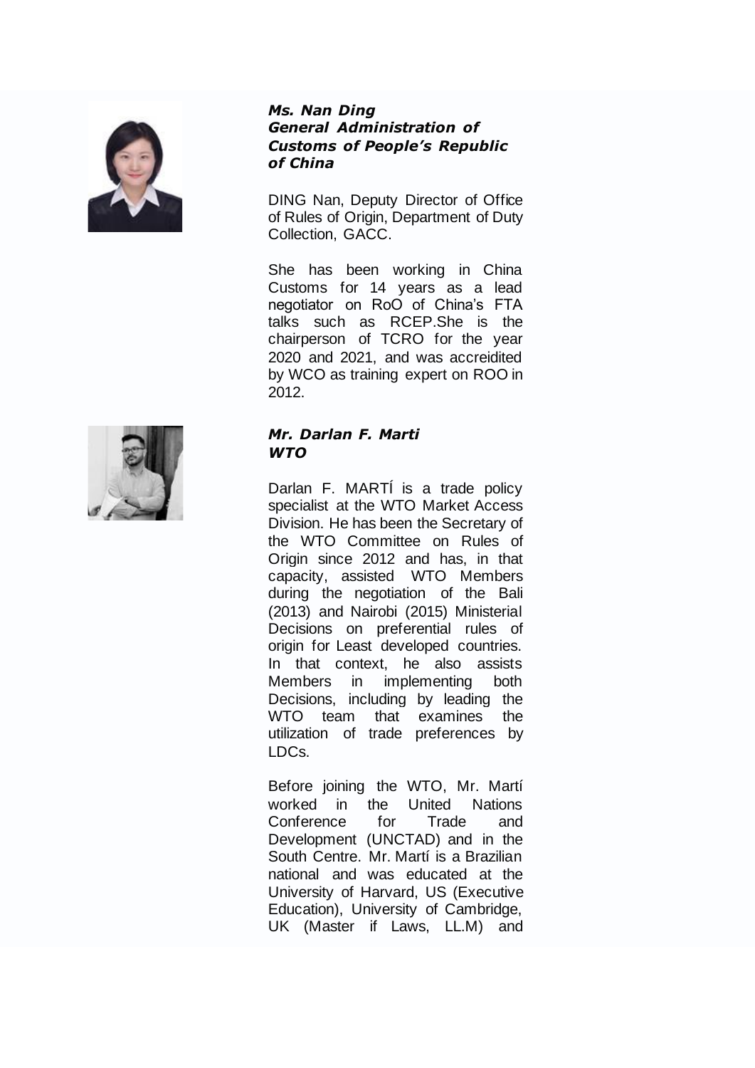***Ms. Nan Ding***
***General Administration of Customs of People's Republic of China***

DING Nan, Deputy Director of Office of Rules of Origin, Department of Duty Collection, GACC.

She has been working in China Customs for 14 years as a lead negotiator on RoO of China's FTA talks such as RCEP.She is the chairperson of TCRO for the year 2020 and 2021, and was accreidited by WCO as training expert on ROO in 2012.

***Mr. Darlan F. Marti***
***WTO***

Darlan F. MARTÍ is a trade policy specialist at the WTO Market Access Division. He has been the Secretary of the WTO Committee on Rules of Origin since 2012 and has, in that capacity, assisted WTO Members during the negotiation of the Bali (2013) and Nairobi (2015) Ministerial Decisions on preferential rules of origin for Least developed countries. In that context, he also assists Members in implementing both Decisions, including by leading the WTO team that examines the utilization of trade preferences by LDCs.

Before joining the WTO, Mr. Martí worked in the United Nations Conference for Trade and Development (UNCTAD) and in the South Centre. Mr. Martí is a Brazilian national and was educated at the University of Harvard, US (Executive Education), University of Cambridge, UK (Master if Laws, LL.M) and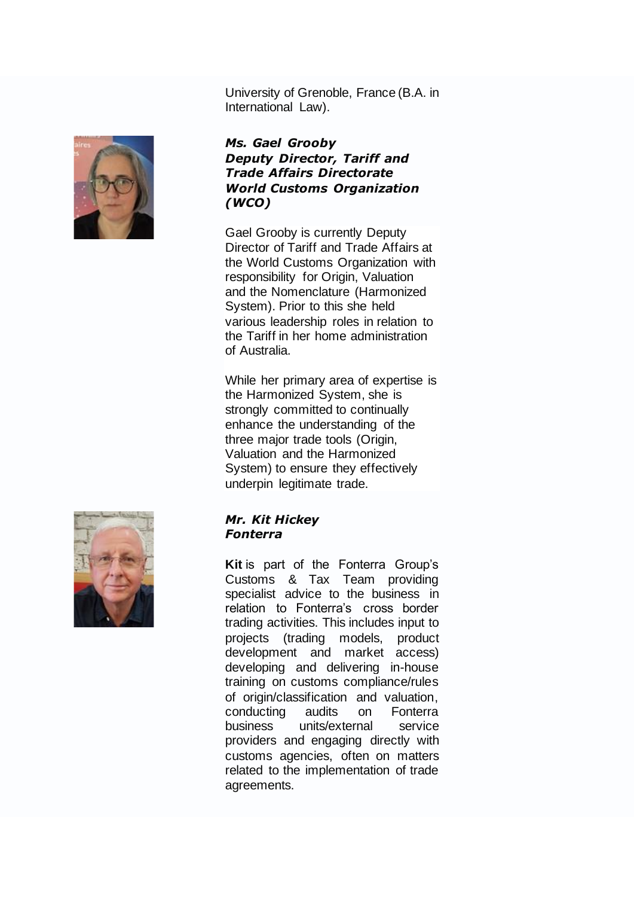University of Grenoble, France (B.A. in International Law).

***Ms. Gael Grooby***
***Deputy Director, Tariff and Trade Affairs Directorate***
***World Customs Organization (WCO)***

Gael Grooby is currently Deputy Director of Tariff and Trade Affairs at the World Customs Organization with responsibility for Origin, Valuation and the Nomenclature (Harmonized System). Prior to this she held various leadership roles in relation to the Tariff in her home administration of Australia.

While her primary area of expertise is the Harmonized System, she is strongly committed to continually enhance the understanding of the three major trade tools (Origin, Valuation and the Harmonized System) to ensure they effectively underpin legitimate trade.

***Mr. Kit Hickey***
***Fonterra***

**Kit** is part of the Fonterra Group's Customs & Tax Team providing specialist advice to the business in relation to Fonterra's cross border trading activities. This includes input to projects (trading models, product development and market access) developing and delivering in-house training on customs compliance/rules of origin/classification and valuation, conducting audits on Fonterra business units/external service providers and engaging directly with customs agencies, often on matters related to the implementation of trade agreements.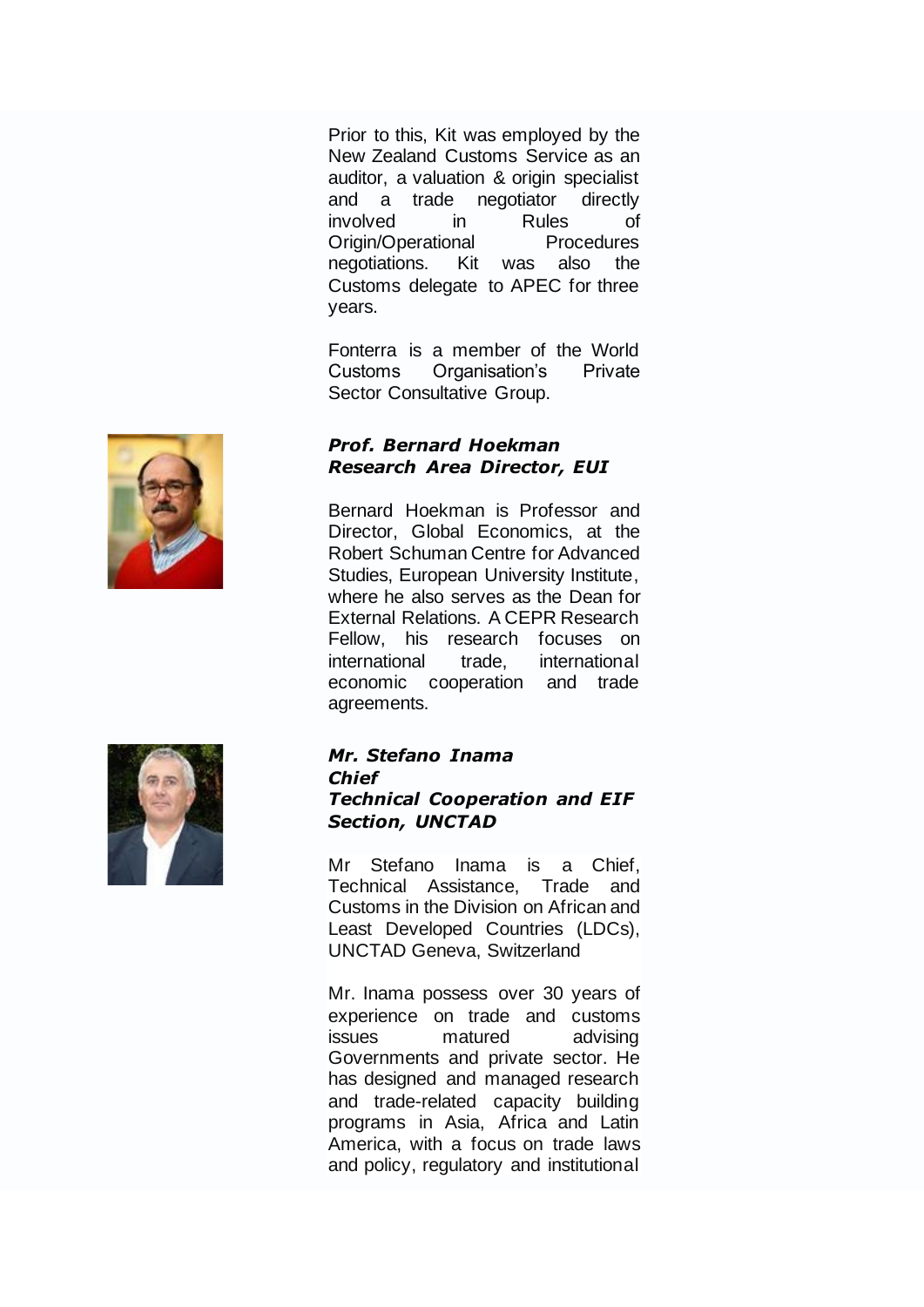Prior to this, Kit was employed by the New Zealand Customs Service as an auditor, a valuation & origin specialist and a trade negotiator directly involved in Rules of Origin/Operational Procedures negotiations. Kit was also the Customs delegate to APEC for three years.

Fonterra is a member of the World Customs Organisation's Private Sector Consultative Group.

***Prof. Bernard Hoekman***
***Research Area Director, EUI***

Bernard Hoekman is Professor and Director, Global Economics, at the Robert Schuman Centre for Advanced Studies, European University Institute, where he also serves as the Dean for External Relations. A CEPR Research Fellow, his research focuses on international trade, international economic cooperation and trade agreements.

***Mr. Stefano Inama***
***Chief***
***Technical Cooperation and EIF Section, UNCTAD***

Mr Stefano Inama is a Chief, Technical Assistance, Trade and Customs in the Division on African and Least Developed Countries (LDCs), UNCTAD Geneva, Switzerland

Mr. Inama possess over 30 years of experience on trade and customs issues matured advising Governments and private sector. He has designed and managed research and trade-related capacity building programs in Asia, Africa and Latin America, with a focus on trade laws and policy, regulatory and institutional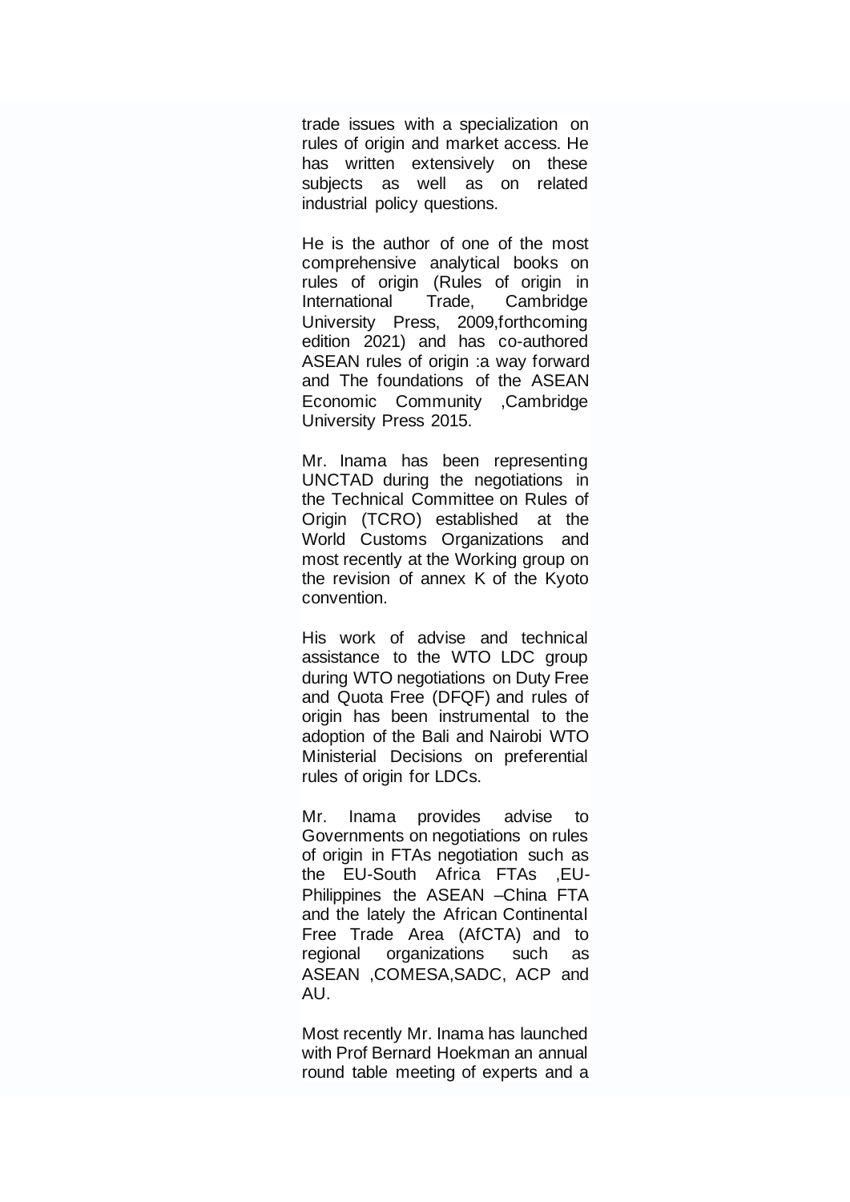trade issues with a specialization on rules of origin and market access. He has written extensively on these subjects as well as on related industrial policy questions.

He is the author of one of the most comprehensive analytical books on rules of origin (Rules of origin in International Trade, Cambridge University Press, 2009,forthcoming edition 2021) and has co-authored ASEAN rules of origin :a way forward and The foundations of the ASEAN Economic Community ,Cambridge University Press 2015.

Mr. Inama has been representing UNCTAD during the negotiations in the Technical Committee on Rules of Origin (TCRO) established at the World Customs Organizations and most recently at the Working group on the revision of annex K of the Kyoto convention.

His work of advise and technical assistance to the WTO LDC group during WTO negotiations on Duty Free and Quota Free (DFQF) and rules of origin has been instrumental to the adoption of the Bali and Nairobi WTO Ministerial Decisions on preferential rules of origin for LDCs.

Mr. Inama provides advise to Governments on negotiations on rules of origin in FTAs negotiation such as the EU-South Africa FTAs ,EU-Philippines the ASEAN –China FTA and the lately the African Continental Free Trade Area (AfCTA) and to regional organizations such as ASEAN ,COMESA,SADC, ACP and AU.

Most recently Mr. Inama has launched with Prof Bernard Hoekman an annual round table meeting of experts and a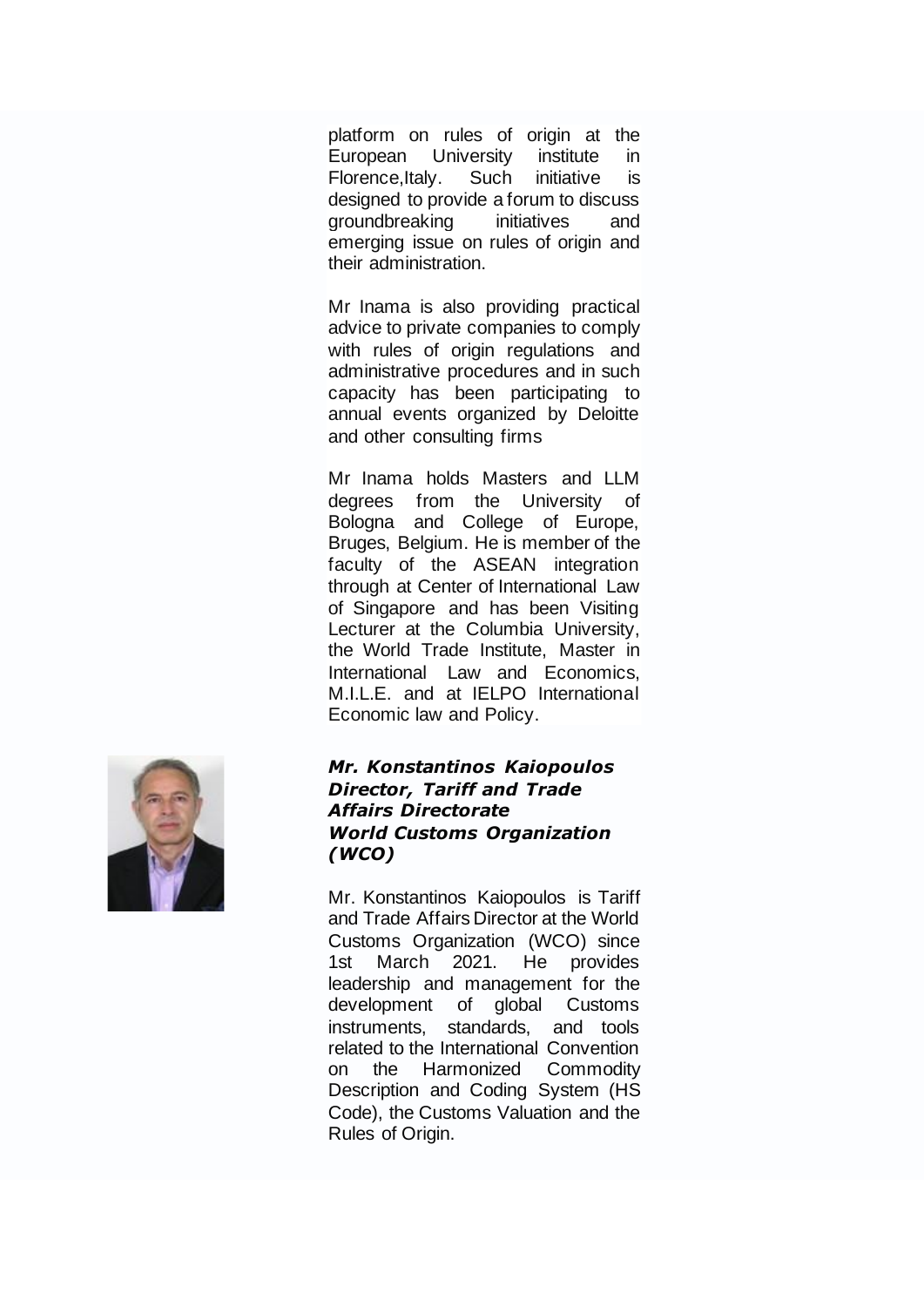platform on rules of origin at the European University institute in Florence,Italy. Such initiative is designed to provide a forum to discuss groundbreaking initiatives and emerging issue on rules of origin and their administration.

Mr Inama is also providing practical advice to private companies to comply with rules of origin regulations and administrative procedures and in such capacity has been participating to annual events organized by Deloitte and other consulting firms

Mr Inama holds Masters and LLM degrees from the University of Bologna and College of Europe, Bruges, Belgium. He is member of the faculty of the ASEAN integration through at Center of International Law of Singapore and has been Visiting Lecturer at the Columbia University, the World Trade Institute, Master in International Law and Economics, M.I.L.E. and at IELPO International Economic law and Policy.

***Mr. Konstantinos Kaiopoulos***
***Director, Tariff and Trade Affairs Directorate***
***World Customs Organization (WCO)***

Mr. Konstantinos Kaiopoulos is Tariff and Trade Affairs Director at the World Customs Organization (WCO) since 1st March 2021. He provides leadership and management for the development of global Customs instruments, standards, and tools related to the International Convention on the Harmonized Commodity Description and Coding System (HS Code), the Customs Valuation and the Rules of Origin.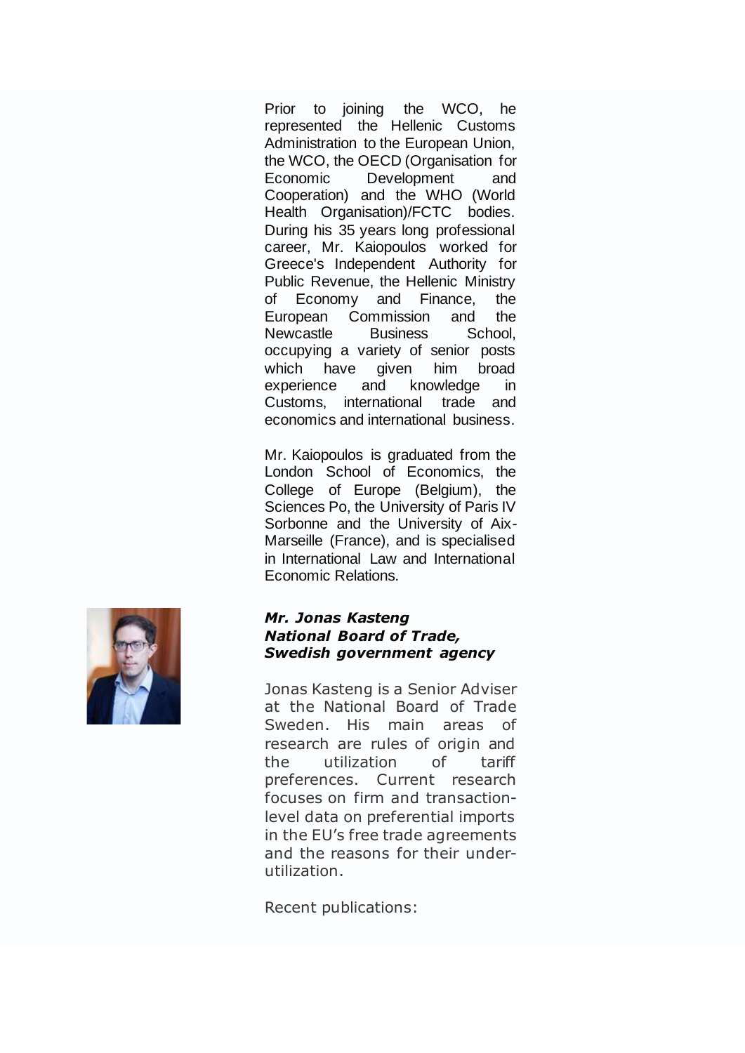Prior to joining the WCO, he represented the Hellenic Customs Administration to the European Union, the WCO, the OECD (Organisation for Economic Development and Cooperation) and the WHO (World Health Organisation)/FCTC bodies. During his 35 years long professional career, Mr. Kaiopoulos worked for Greece's Independent Authority for Public Revenue, the Hellenic Ministry of Economy and Finance, the European Commission and the Newcastle Business School, occupying a variety of senior posts which have given him broad experience and knowledge in Customs, international trade and economics and international business.

Mr. Kaiopoulos is graduated from the London School of Economics, the College of Europe (Belgium), the Sciences Po, the University of Paris IV Sorbonne and the University of Aix-Marseille (France), and is specialised in International Law and International Economic Relations.

***Mr. Jonas Kasteng***
***National Board of Trade, Swedish government agency***

Jonas Kasteng is a Senior Adviser at the National Board of Trade Sweden. His main areas of research are rules of origin and the utilization of tariff preferences. Current research focuses on firm and transaction-level data on preferential imports in the EU's free trade agreements and the reasons for their under-utilization.

Recent publications: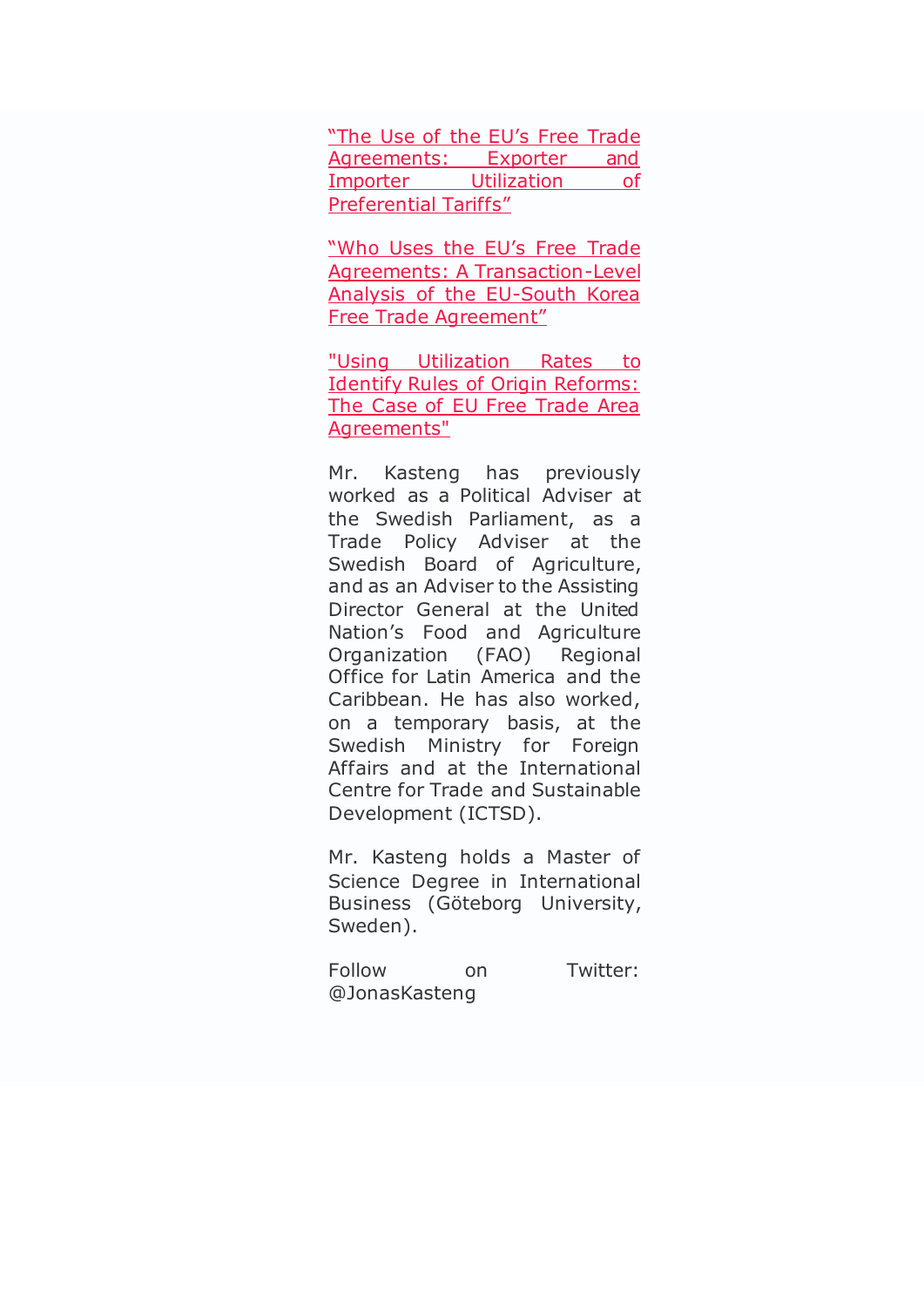"The Use of the EU's Free Trade Agreements: Exporter and Importer Utilization of Preferential Tariffs"

"Who Uses the EU's Free Trade Agreements: A Transaction-Level Analysis of the EU-South Korea Free Trade Agreement"

"Using Utilization Rates to Identify Rules of Origin Reforms: The Case of EU Free Trade Area Agreements"

Mr. Kasteng has previously worked as a Political Adviser at the Swedish Parliament, as a Trade Policy Adviser at the Swedish Board of Agriculture, and as an Adviser to the Assisting Director General at the United Nation's Food and Agriculture Organization (FAO) Regional Office for Latin America and the Caribbean. He has also worked, on a temporary basis, at the Swedish Ministry for Foreign Affairs and at the International Centre for Trade and Sustainable Development (ICTSD).

Mr. Kasteng holds a Master of Science Degree in International Business (Göteborg University, Sweden).

Follow on Twitter: @JonasKasteng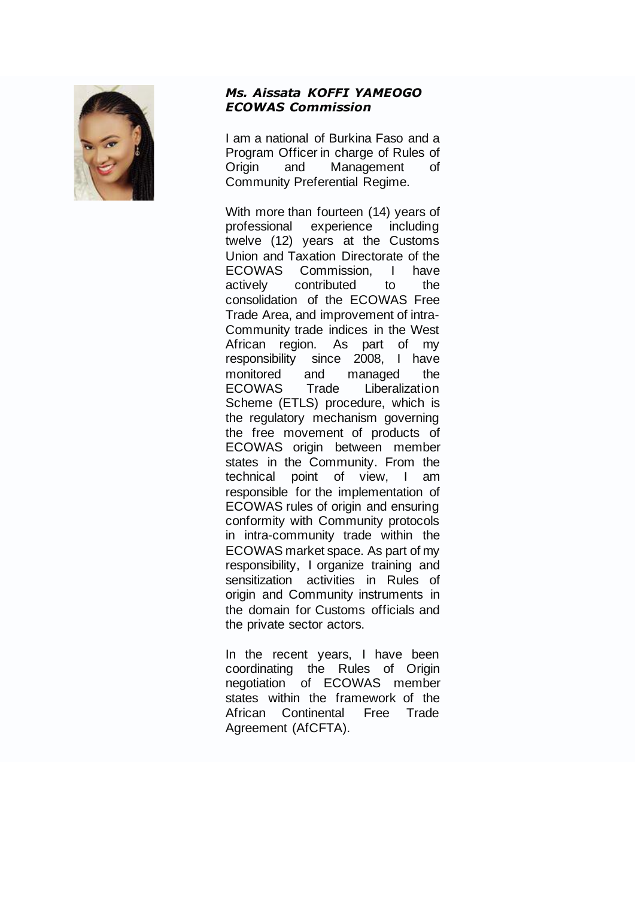***Ms. Aissata KOFFI YAMEOGO***
***ECOWAS Commission***

I am a national of Burkina Faso and a Program Officer in charge of Rules of Origin and Management of Community Preferential Regime.

With more than fourteen (14) years of professional experience including twelve (12) years at the Customs Union and Taxation Directorate of the ECOWAS Commission, I have actively contributed to the consolidation of the ECOWAS Free Trade Area, and improvement of intra-Community trade indices in the West African region. As part of my responsibility since 2008, I have monitored and managed the ECOWAS Trade Liberalization Scheme (ETLS) procedure, which is the regulatory mechanism governing the free movement of products of ECOWAS origin between member states in the Community. From the technical point of view, I am responsible for the implementation of ECOWAS rules of origin and ensuring conformity with Community protocols in intra-community trade within the ECOWAS market space. As part of my responsibility, I organize training and sensitization activities in Rules of origin and Community instruments in the domain for Customs officials and the private sector actors.

In the recent years, I have been coordinating the Rules of Origin negotiation of ECOWAS member states within the framework of the African Continental Free Trade Agreement (AfCFTA).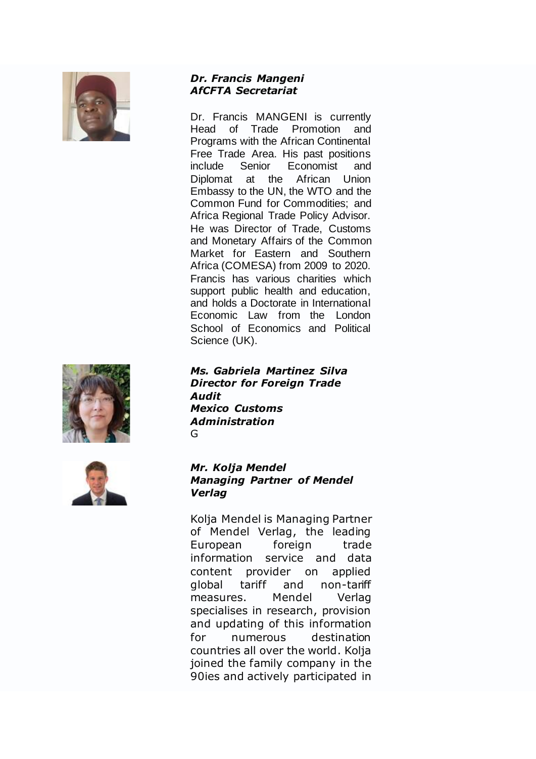***Dr. Francis Mangeni***
***AfCFTA Secretariat***

Dr. Francis MANGENI is currently Head of Trade Promotion and Programs with the African Continental Free Trade Area. His past positions include Senior Economist and Diplomat at the African Union Embassy to the UN, the WTO and the Common Fund for Commodities; and Africa Regional Trade Policy Advisor. He was Director of Trade, Customs and Monetary Affairs of the Common Market for Eastern and Southern Africa (COMESA) from 2009 to 2020. Francis has various charities which support public health and education, and holds a Doctorate in International Economic Law from the London School of Economics and Political Science (UK).

***Ms. Gabriela Martinez Silva***
***Director for Foreign Trade Audit***
***Mexico Customs Administration***

G

***Mr. Kolja Mendel***
***Managing Partner of Mendel Verlag***

Kolja Mendel is Managing Partner of Mendel Verlag, the leading European foreign trade information service and data content provider on applied global tariff and non-tariff measures. Mendel Verlag specialises in research, provision and updating of this information for numerous destination countries all over the world. Kolja joined the family company in the 90ies and actively participated in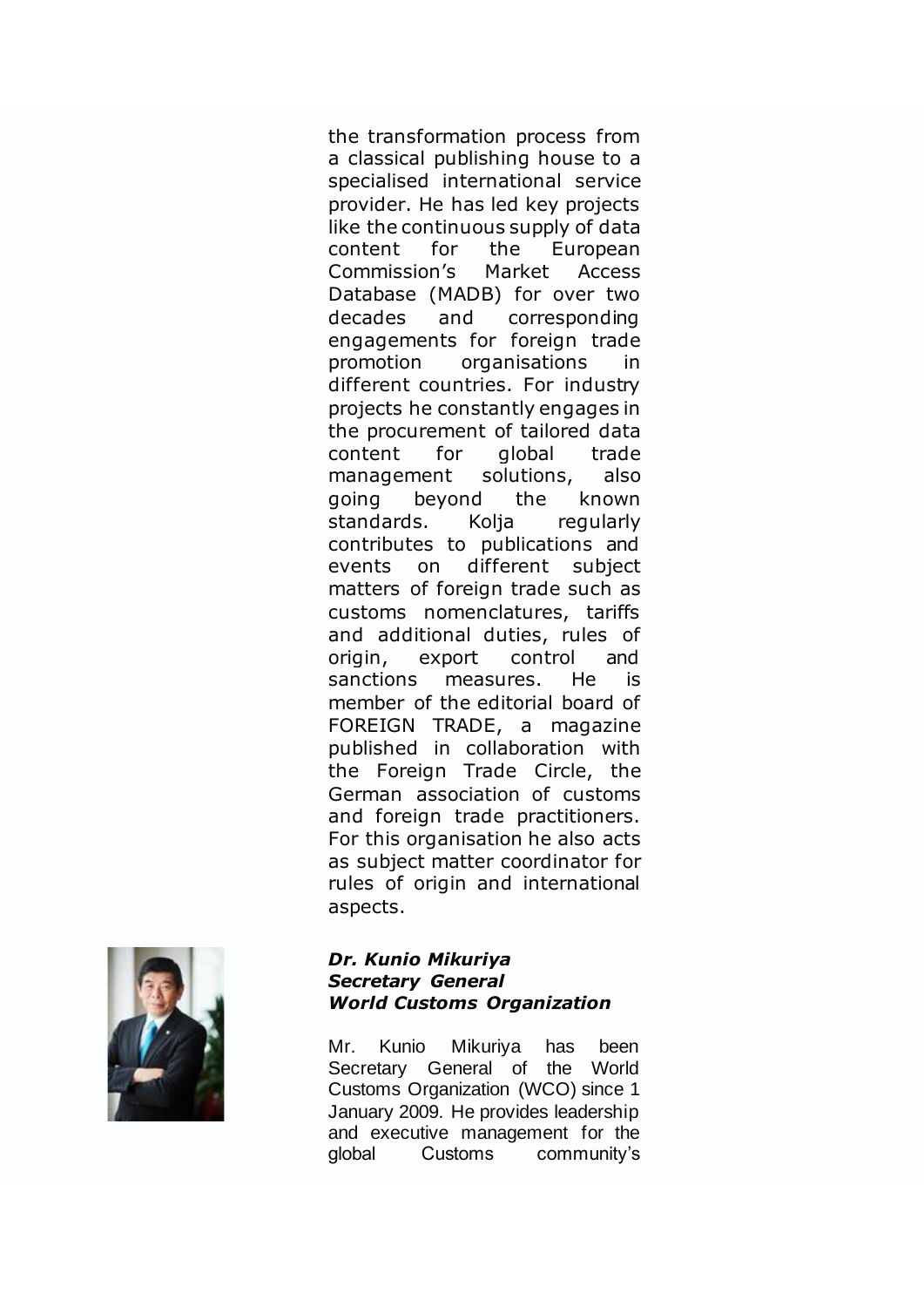the transformation process from a classical publishing house to a specialised international service provider. He has led key projects like the continuous supply of data content for the European Commission's Market Access Database (MADB) for over two decades and corresponding engagements for foreign trade promotion organisations in different countries. For industry projects he constantly engages in the procurement of tailored data content for global trade management solutions, also going beyond the known standards. Kolja regularly contributes to publications and events on different subject matters of foreign trade such as customs nomenclatures, tariffs and additional duties, rules of origin, export control and sanctions measures. He is member of the editorial board of FOREIGN TRADE, a magazine published in collaboration with the Foreign Trade Circle, the German association of customs and foreign trade practitioners. For this organisation he also acts as subject matter coordinator for rules of origin and international aspects.

***Dr. Kunio Mikuriya***
***Secretary General***
***World Customs Organization***

Mr. Kunio Mikuriya has been Secretary General of the World Customs Organization (WCO) since 1 January 2009. He provides leadership and executive management for the global Customs community's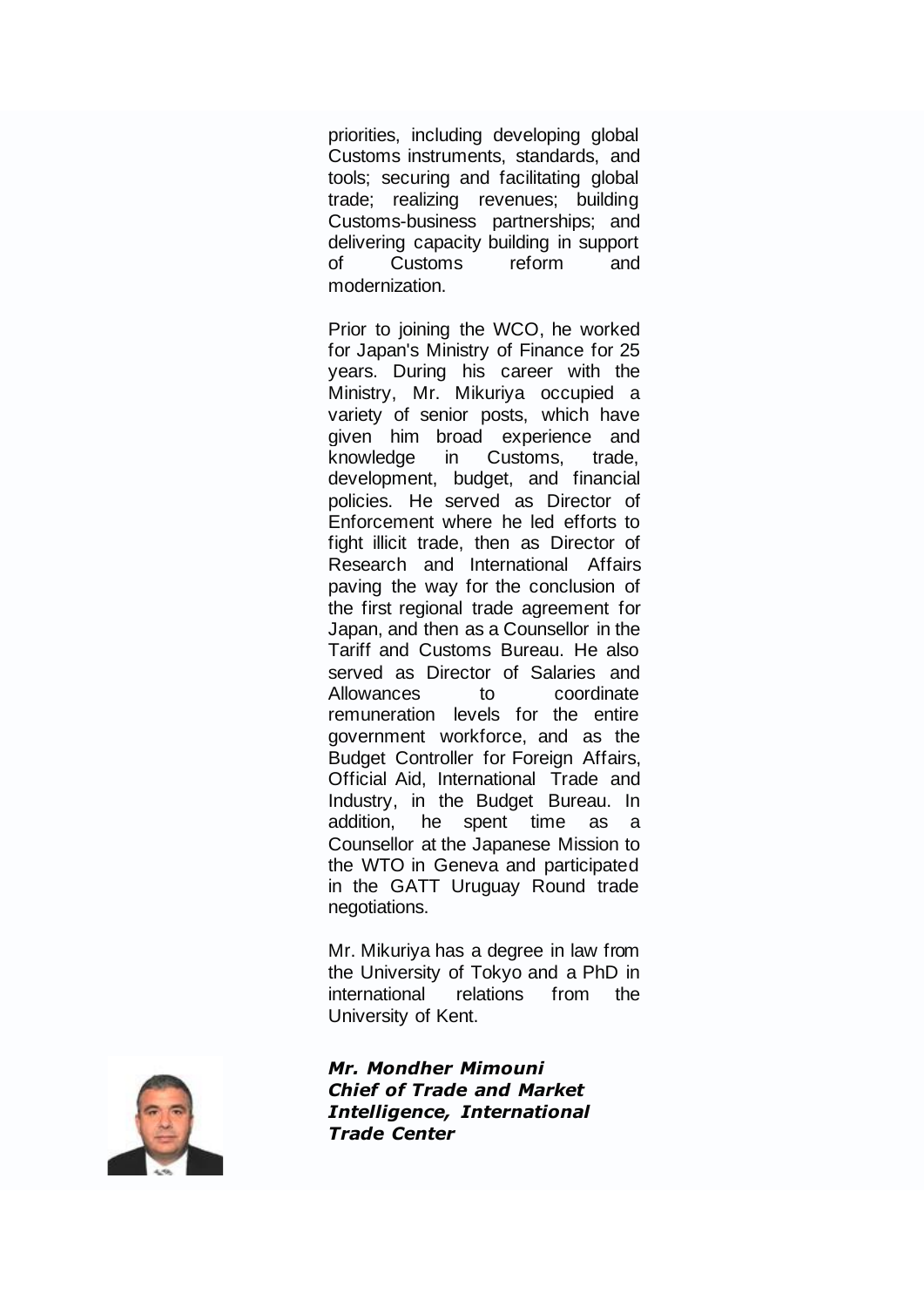priorities, including developing global Customs instruments, standards, and tools; securing and facilitating global trade; realizing revenues; building Customs-business partnerships; and delivering capacity building in support of Customs reform and modernization.

Prior to joining the WCO, he worked for Japan's Ministry of Finance for 25 years. During his career with the Ministry, Mr. Mikuriya occupied a variety of senior posts, which have given him broad experience and knowledge in Customs, trade, development, budget, and financial policies. He served as Director of Enforcement where he led efforts to fight illicit trade, then as Director of Research and International Affairs paving the way for the conclusion of the first regional trade agreement for Japan, and then as a Counsellor in the Tariff and Customs Bureau. He also served as Director of Salaries and Allowances to coordinate remuneration levels for the entire government workforce, and as the Budget Controller for Foreign Affairs, Official Aid, International Trade and Industry, in the Budget Bureau. In addition, he spent time as a Counsellor at the Japanese Mission to the WTO in Geneva and participated in the GATT Uruguay Round trade negotiations.

Mr. Mikuriya has a degree in law from the University of Tokyo and a PhD in international relations from the University of Kent.

***Mr. Mondher Mimouni***
***Chief of Trade and Market Intelligence, International Trade Center***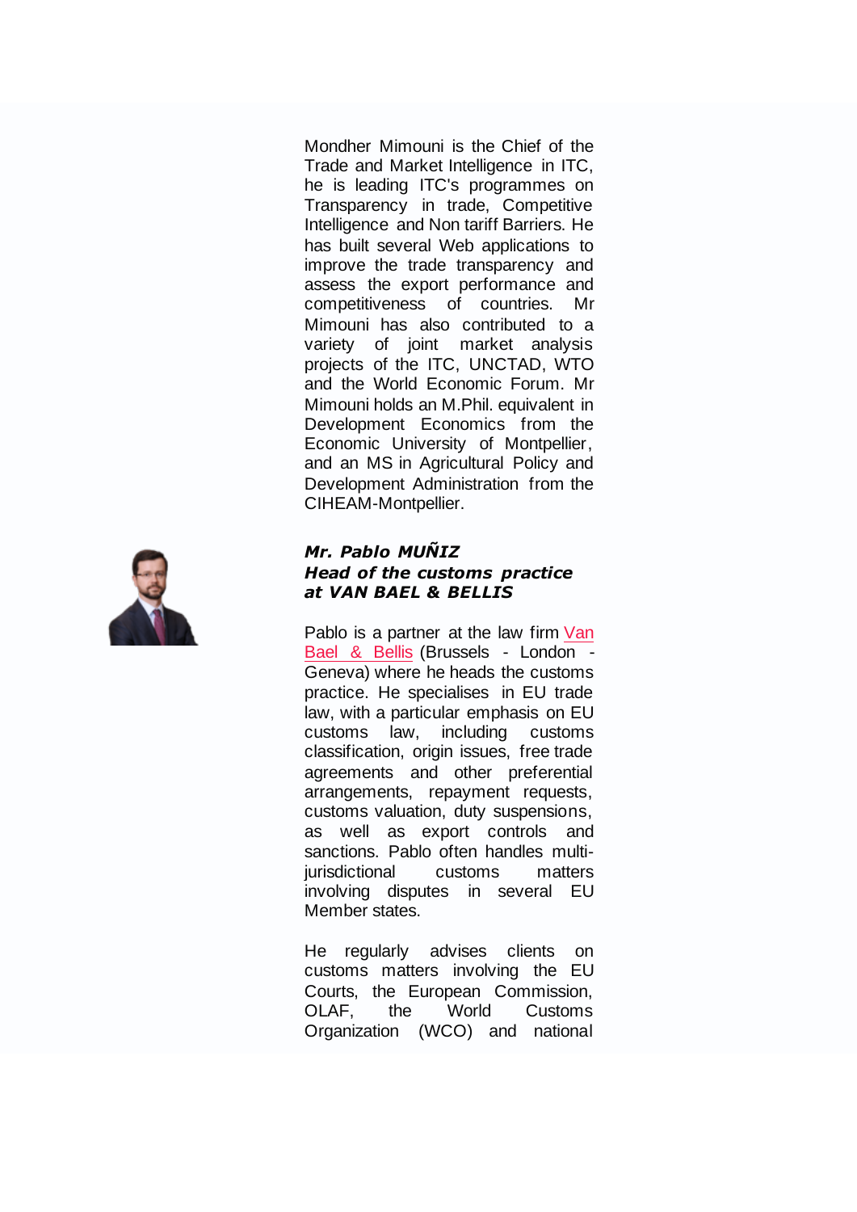Mondher Mimouni is the Chief of the Trade and Market Intelligence in ITC, he is leading ITC's programmes on Transparency in trade, Competitive Intelligence and Non tariff Barriers. He has built several Web applications to improve the trade transparency and assess the export performance and competitiveness of countries. Mr Mimouni has also contributed to a variety of joint market analysis projects of the ITC, UNCTAD, WTO and the World Economic Forum. Mr Mimouni holds an M.Phil. equivalent in Development Economics from the Economic University of Montpellier, and an MS in Agricultural Policy and Development Administration from the CIHEAM-Montpellier.

***Mr. Pablo MUÑIZ***
***Head of the customs practice at VAN BAEL & BELLIS***

Pablo is a partner at the law firm Van Bael & Bellis (Brussels - London - Geneva) where he heads the customs practice. He specialises in EU trade law, with a particular emphasis on EU customs law, including customs classification, origin issues, free trade agreements and other preferential arrangements, repayment requests, customs valuation, duty suspensions, as well as export controls and sanctions. Pablo often handles multi-jurisdictional customs matters involving disputes in several EU Member states.

He regularly advises clients on customs matters involving the EU Courts, the European Commission, OLAF, the World Customs Organization (WCO) and national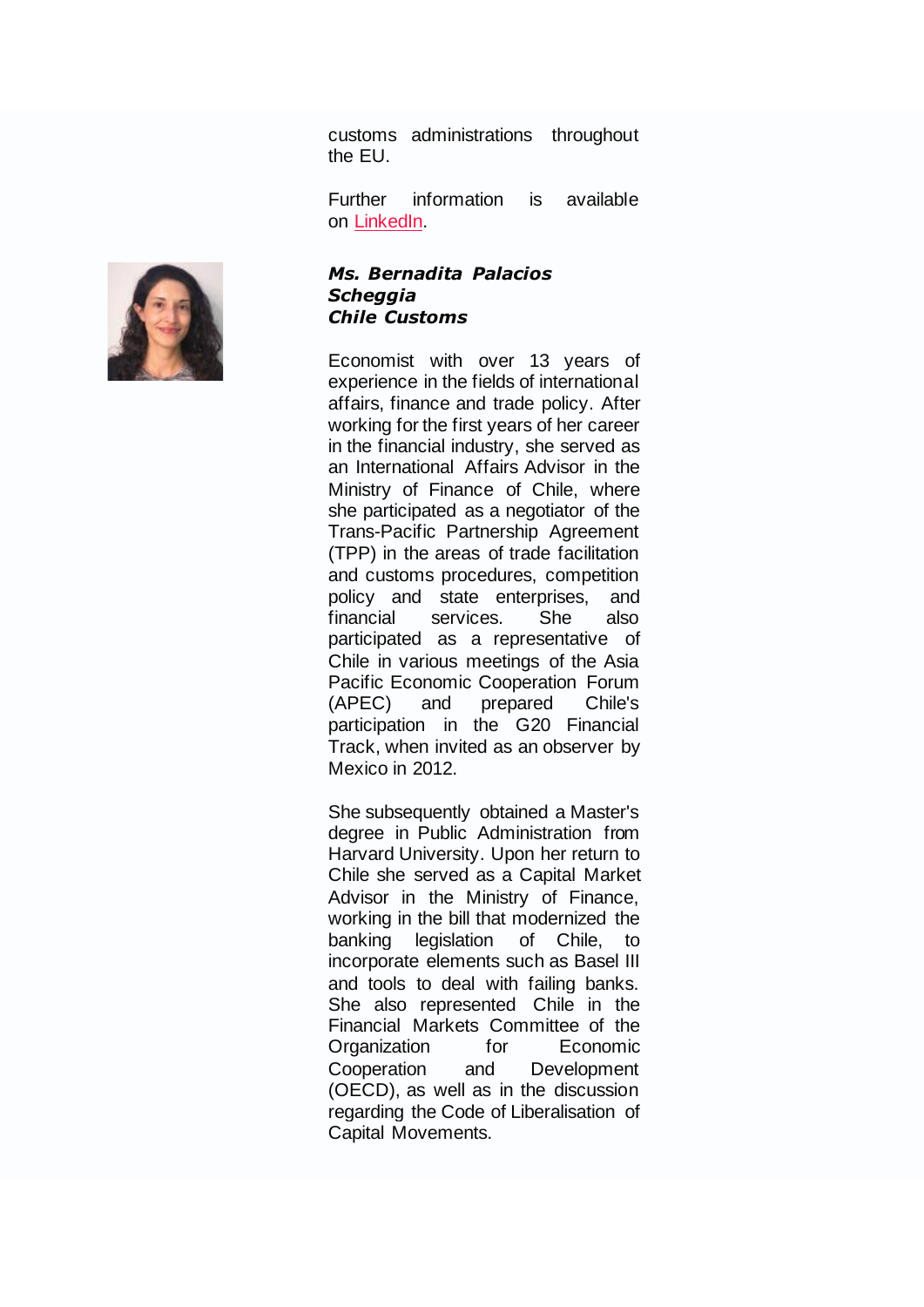customs administrations throughout the EU.

Further information is available on [LinkedIn](LinkedIn).

***Ms. Bernadita Palacios Scheggia***
***Chile Customs***

Economist with over 13 years of experience in the fields of international affairs, finance and trade policy. After working for the first years of her career in the financial industry, she served as an International Affairs Advisor in the Ministry of Finance of Chile, where she participated as a negotiator of the Trans-Pacific Partnership Agreement (TPP) in the areas of trade facilitation and customs procedures, competition policy and state enterprises, and financial services. She also participated as a representative of Chile in various meetings of the Asia Pacific Economic Cooperation Forum (APEC) and prepared Chile's participation in the G20 Financial Track, when invited as an observer by Mexico in 2012.

She subsequently obtained a Master's degree in Public Administration from Harvard University. Upon her return to Chile she served as a Capital Market Advisor in the Ministry of Finance, working in the bill that modernized the banking legislation of Chile, to incorporate elements such as Basel III and tools to deal with failing banks. She also represented Chile in the Financial Markets Committee of the Organization for Economic Cooperation and Development (OECD), as well as in the discussion regarding the Code of Liberalisation of Capital Movements.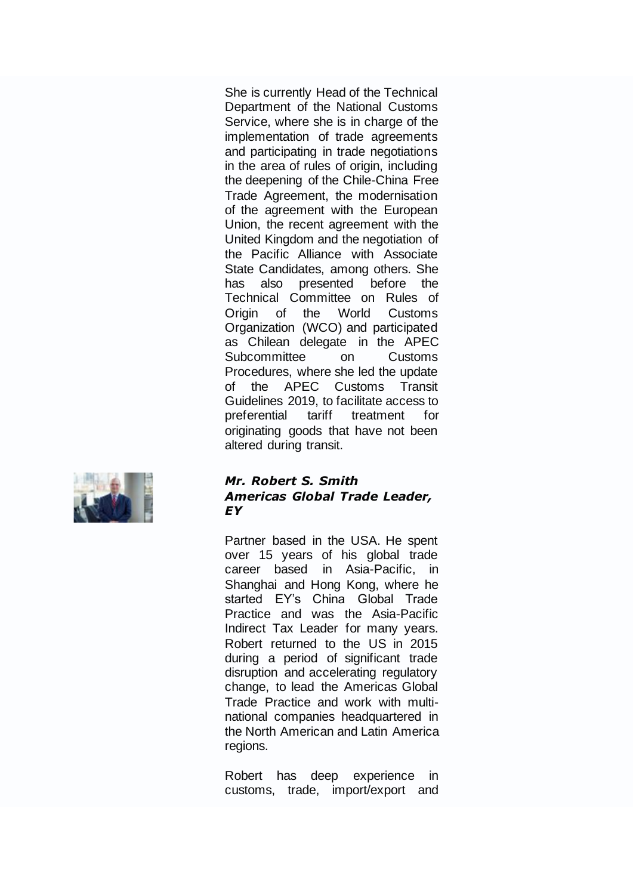She is currently Head of the Technical Department of the National Customs Service, where she is in charge of the implementation of trade agreements and participating in trade negotiations in the area of rules of origin, including the deepening of the Chile-China Free Trade Agreement, the modernisation of the agreement with the European Union, the recent agreement with the United Kingdom and the negotiation of the Pacific Alliance with Associate State Candidates, among others. She has also presented before the Technical Committee on Rules of Origin of the World Customs Organization (WCO) and participated as Chilean delegate in the APEC Subcommittee on Customs Procedures, where she led the update of the APEC Customs Transit Guidelines 2019, to facilitate access to preferential tariff treatment for originating goods that have not been altered during transit.

***Mr. Robert S. Smith***
***Americas Global Trade Leader, EY***

Partner based in the USA. He spent over 15 years of his global trade career based in Asia-Pacific, in Shanghai and Hong Kong, where he started EY's China Global Trade Practice and was the Asia-Pacific Indirect Tax Leader for many years. Robert returned to the US in 2015 during a period of significant trade disruption and accelerating regulatory change, to lead the Americas Global Trade Practice and work with multi-national companies headquartered in the North American and Latin America regions.

Robert has deep experience in customs, trade, import/export and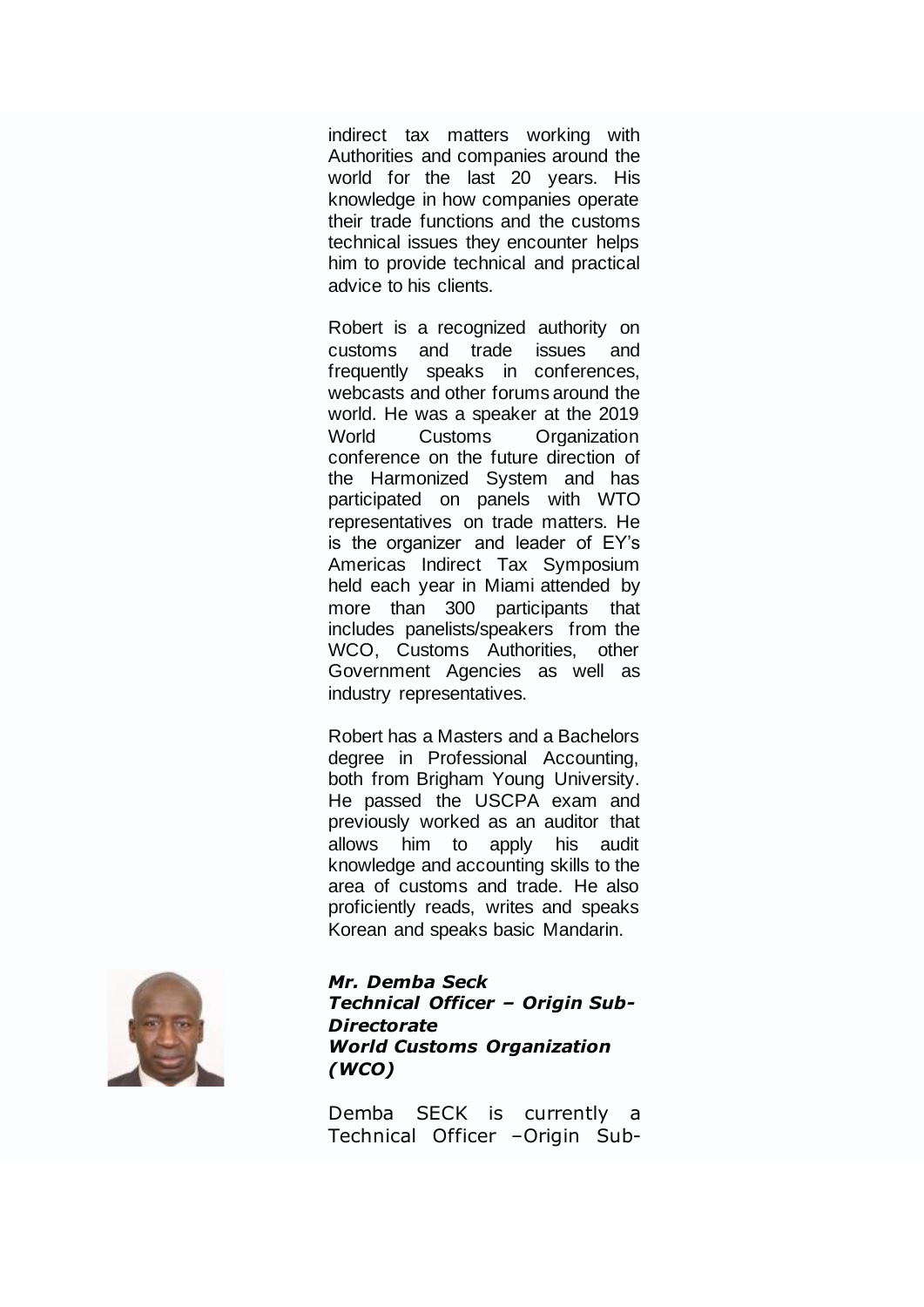indirect tax matters working with Authorities and companies around the world for the last 20 years. His knowledge in how companies operate their trade functions and the customs technical issues they encounter helps him to provide technical and practical advice to his clients.

Robert is a recognized authority on customs and trade issues and frequently speaks in conferences, webcasts and other forums around the world. He was a speaker at the 2019 World Customs Organization conference on the future direction of the Harmonized System and has participated on panels with WTO representatives on trade matters. He is the organizer and leader of EY's Americas Indirect Tax Symposium held each year in Miami attended by more than 300 participants that includes panelists/speakers from the WCO, Customs Authorities, other Government Agencies as well as industry representatives.

Robert has a Masters and a Bachelors degree in Professional Accounting, both from Brigham Young University. He passed the USCPA exam and previously worked as an auditor that allows him to apply his audit knowledge and accounting skills to the area of customs and trade. He also proficiently reads, writes and speaks Korean and speaks basic Mandarin.

***Mr. Demba Seck***
***Technical Officer – Origin Sub-Directorate***
***World Customs Organization (WCO)***

Demba SECK is currently a Technical Officer –Origin Sub-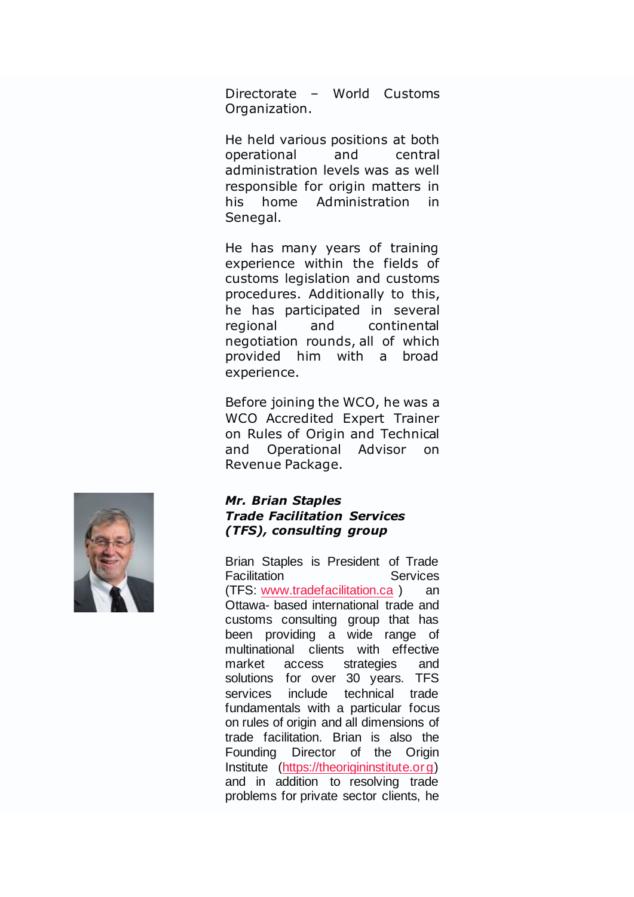Directorate – World Customs Organization.

He held various positions at both operational and central administration levels was as well responsible for origin matters in his home Administration in Senegal.

He has many years of training experience within the fields of customs legislation and customs procedures. Additionally to this, he has participated in several regional and continental negotiation rounds, all of which provided him with a broad experience.

Before joining the WCO, he was a WCO Accredited Expert Trainer on Rules of Origin and Technical and Operational Advisor on Revenue Package.

***Mr. Brian Staples***
***Trade Facilitation Services (TFS), consulting group***

Brian Staples is President of Trade Facilitation Services (TFS: www.tradefacilitation.ca ) an Ottawa- based international trade and customs consulting group that has been providing a wide range of multinational clients with effective market access strategies and solutions for over 30 years. TFS services include technical trade fundamentals with a particular focus on rules of origin and all dimensions of trade facilitation. Brian is also the Founding Director of the Origin Institute (https://theorigininstitute.org) and in addition to resolving trade problems for private sector clients, he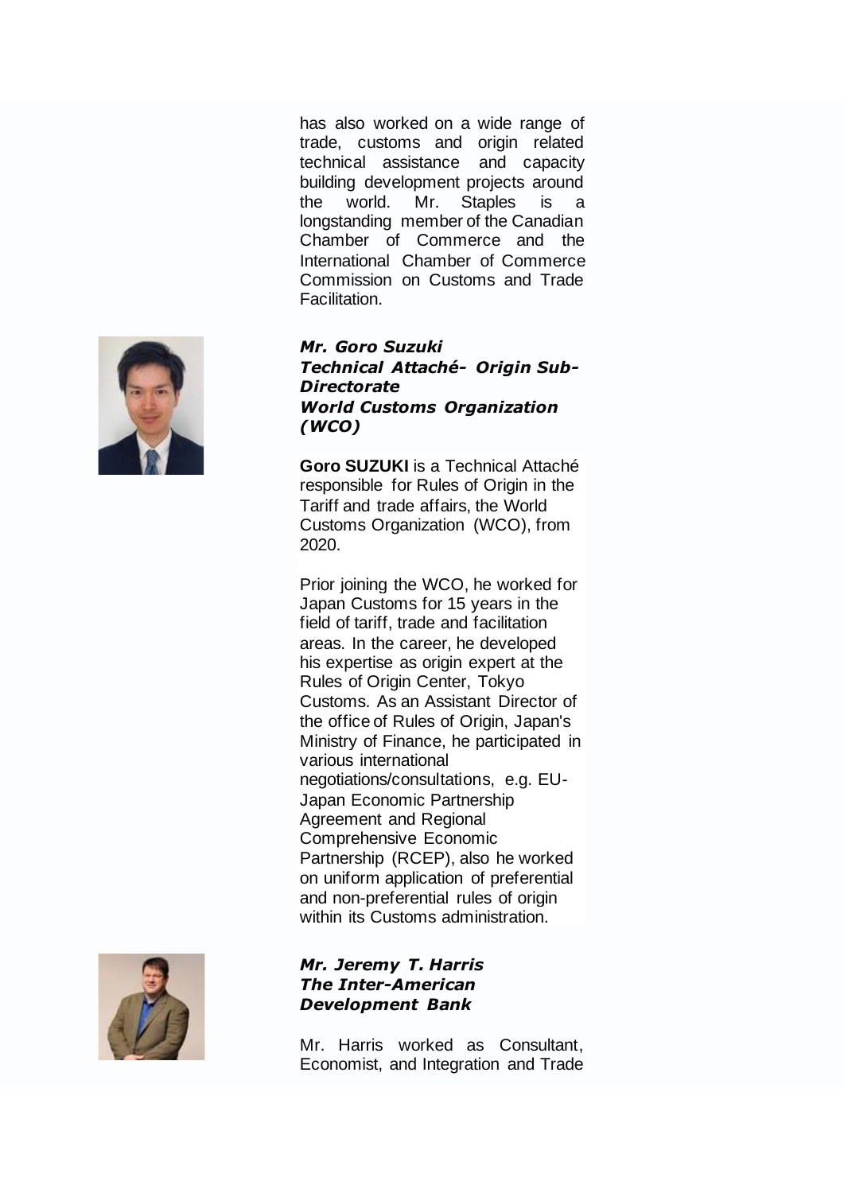has also worked on a wide range of trade, customs and origin related technical assistance and capacity building development projects around the world. Mr. Staples is a longstanding member of the Canadian Chamber of Commerce and the International Chamber of Commerce Commission on Customs and Trade Facilitation.

***Mr. Goro Suzuki***
***Technical Attaché- Origin Sub-Directorate***
***World Customs Organization (WCO)***

**Goro SUZUKI** is a Technical Attaché responsible for Rules of Origin in the Tariff and trade affairs, the World Customs Organization (WCO), from 2020.

Prior joining the WCO, he worked for Japan Customs for 15 years in the field of tariff, trade and facilitation areas. In the career, he developed his expertise as origin expert at the Rules of Origin Center, Tokyo Customs. As an Assistant Director of the office of Rules of Origin, Japan's Ministry of Finance, he participated in various international negotiations/consultations, e.g. EU-Japan Economic Partnership Agreement and Regional Comprehensive Economic Partnership (RCEP), also he worked on uniform application of preferential and non-preferential rules of origin within its Customs administration.

***Mr. Jeremy T. Harris***
***The Inter-American Development Bank***

Mr. Harris worked as Consultant, Economist, and Integration and Trade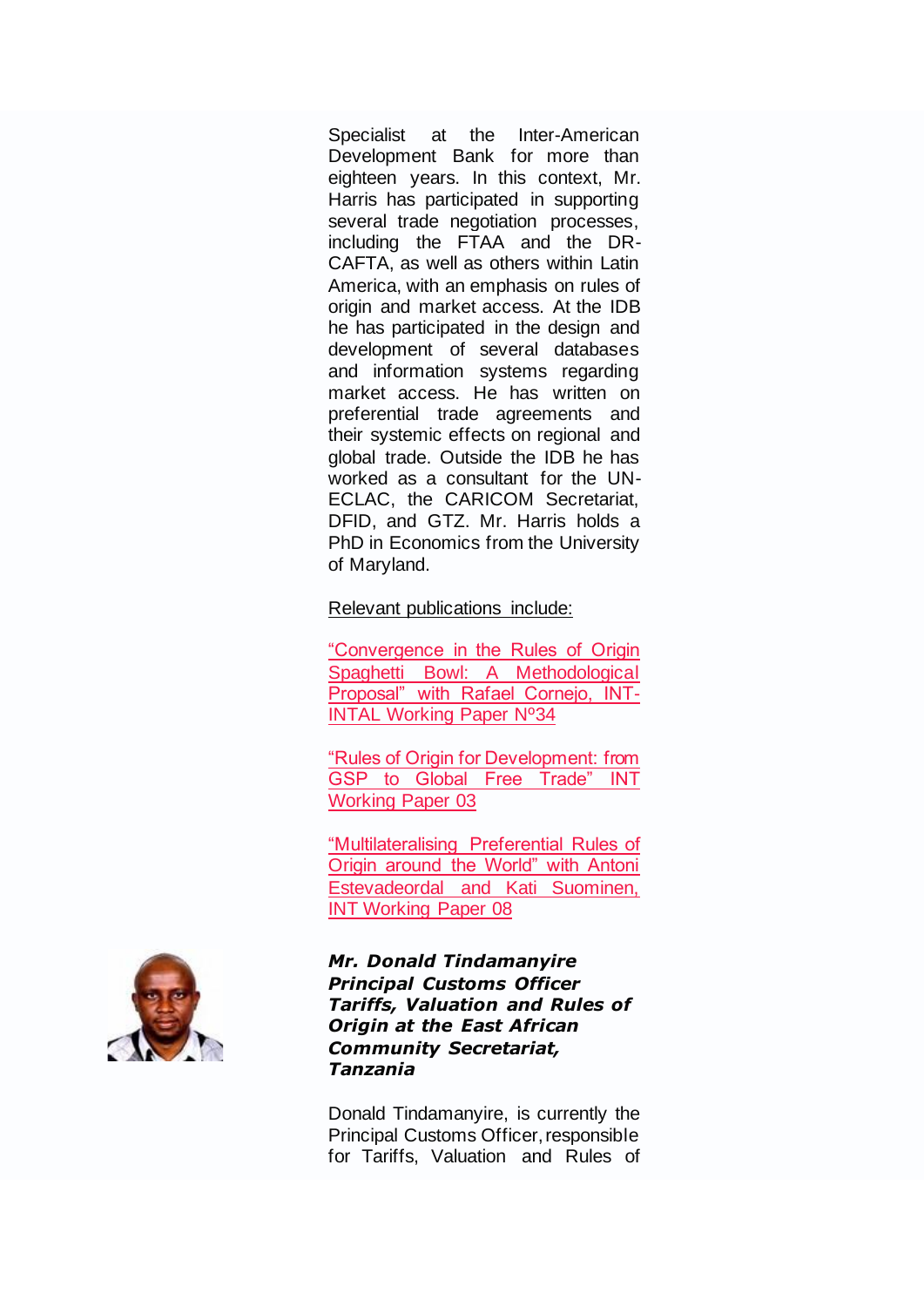Specialist at the Inter-American Development Bank for more than eighteen years. In this context, Mr. Harris has participated in supporting several trade negotiation processes, including the FTAA and the DR-CAFTA, as well as others within Latin America, with an emphasis on rules of origin and market access. At the IDB he has participated in the design and development of several databases and information systems regarding market access. He has written on preferential trade agreements and their systemic effects on regional and global trade. Outside the IDB he has worked as a consultant for the UN-ECLAC, the CARICOM Secretariat, DFID, and GTZ. Mr. Harris holds a PhD in Economics from the University of Maryland.

Relevant publications include:

"Convergence in the Rules of Origin Spaghetti Bowl: A Methodological Proposal" with Rafael Cornejo, INT-INTAL Working Paper Nº34

"Rules of Origin for Development: from GSP to Global Free Trade" INT Working Paper 03

"Multilateralising Preferential Rules of Origin around the World" with Antoni Estevadeordal and Kati Suominen, INT Working Paper 08

***Mr. Donald Tindamanyire***
***Principal Customs Officer***
***Tariffs, Valuation and Rules of Origin at the East African Community Secretariat, Tanzania***

Donald Tindamanyire, is currently the Principal Customs Officer, responsible for Tariffs, Valuation and Rules of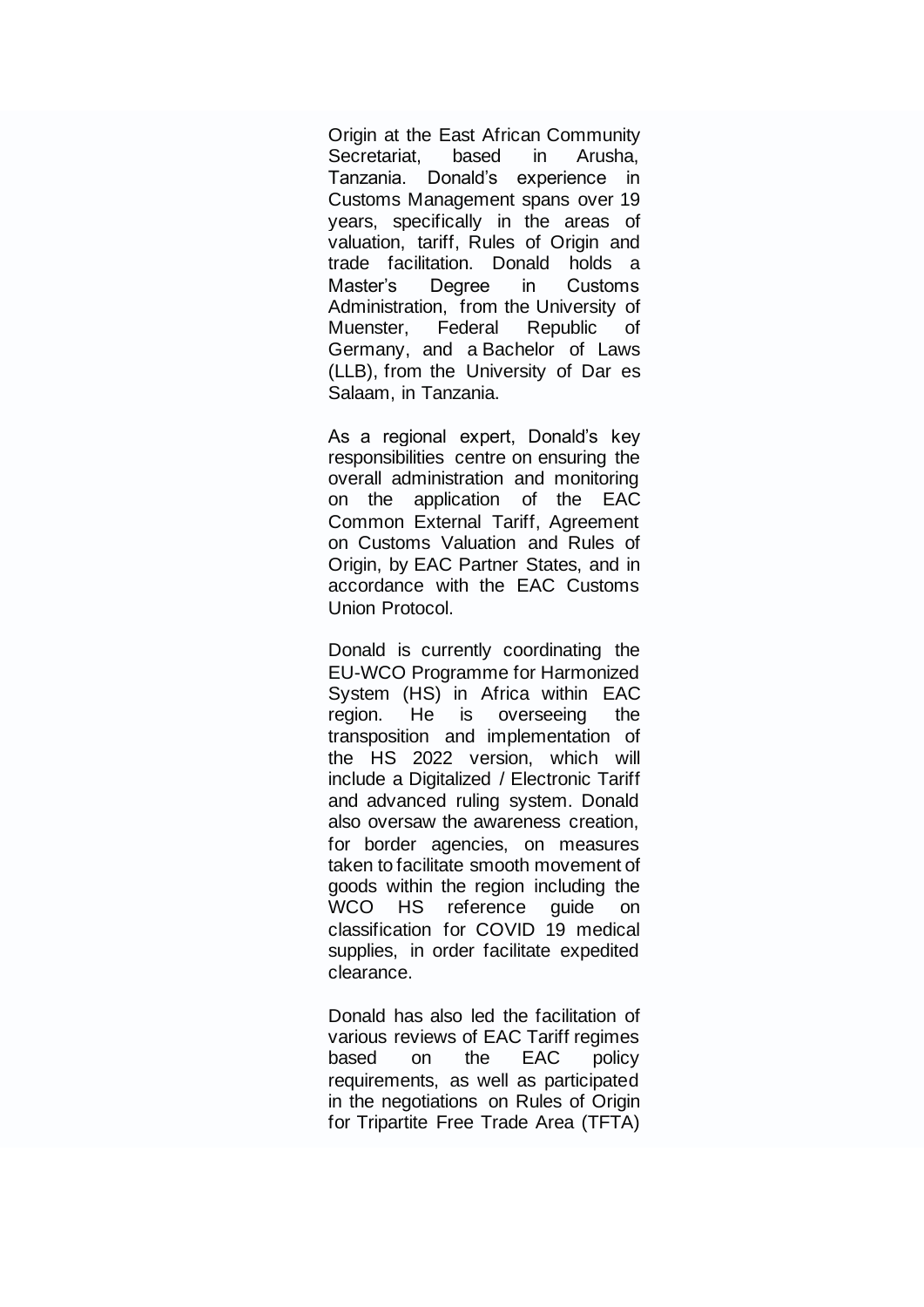Origin at the East African Community Secretariat, based in Arusha, Tanzania. Donald's experience in Customs Management spans over 19 years, specifically in the areas of valuation, tariff, Rules of Origin and trade facilitation. Donald holds a Master's Degree in Customs Administration, from the University of Muenster, Federal Republic of Germany, and a Bachelor of Laws (LLB), from the University of Dar es Salaam, in Tanzania.

As a regional expert, Donald's key responsibilities centre on ensuring the overall administration and monitoring on the application of the EAC Common External Tariff, Agreement on Customs Valuation and Rules of Origin, by EAC Partner States, and in accordance with the EAC Customs Union Protocol.

Donald is currently coordinating the EU-WCO Programme for Harmonized System (HS) in Africa within EAC region. He is overseeing the transposition and implementation of the HS 2022 version, which will include a Digitalized / Electronic Tariff and advanced ruling system. Donald also oversaw the awareness creation, for border agencies, on measures taken to facilitate smooth movement of goods within the region including the WCO HS reference guide on classification for COVID 19 medical supplies, in order facilitate expedited clearance.

Donald has also led the facilitation of various reviews of EAC Tariff regimes based on the EAC policy requirements, as well as participated in the negotiations on Rules of Origin for Tripartite Free Trade Area (TFTA)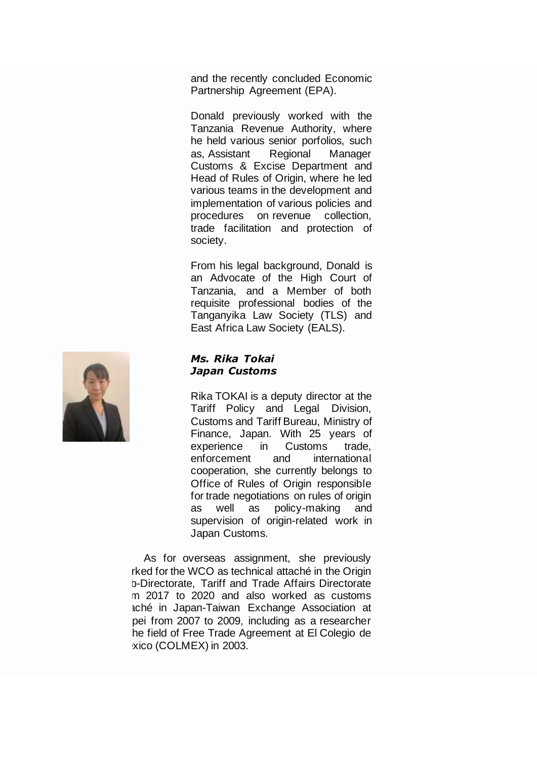and the recently concluded Economic Partnership Agreement (EPA).

Donald previously worked with the Tanzania Revenue Authority, where he held various senior porfolios, such as, Assistant Regional Manager Customs & Excise Department and Head of Rules of Origin, where he led various teams in the development and implementation of various policies and procedures on revenue collection, trade facilitation and protection of society.

From his legal background, Donald is an Advocate of the High Court of Tanzania, and a Member of both requisite professional bodies of the Tanganyika Law Society (TLS) and East Africa Law Society (EALS).

***Ms. Rika Tokai***
***Japan Customs***

Rika TOKAI is a deputy director at the Tariff Policy and Legal Division, Customs and Tariff Bureau, Ministry of Finance, Japan. With 25 years of experience in Customs trade, enforcement and international cooperation, she currently belongs to Office of Rules of Origin responsible for trade negotiations on rules of origin as well as policy-making and supervision of origin-related work in Japan Customs.

As for overseas assignment, she previously rked for the WCO as technical attaché in the Origin b-Directorate, Tariff and Trade Affairs Directorate m 2017 to 2020 and also worked as customs aché in Japan-Taiwan Exchange Association at pei from 2007 to 2009, including as a researcher he field of Free Trade Agreement at El Colegio de xico (COLMEX) in 2003.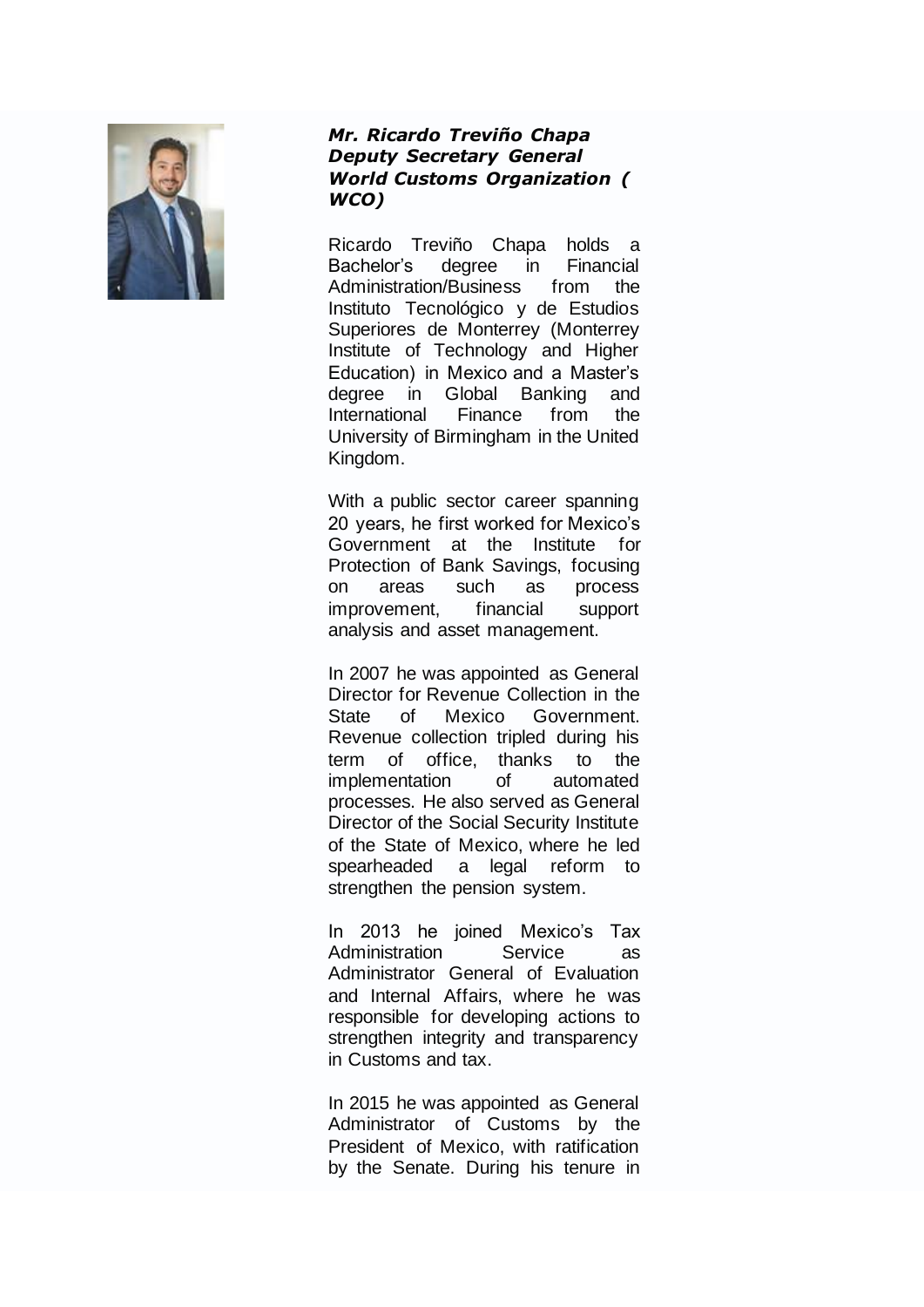***Mr. Ricardo Treviño Chapa***
***Deputy Secretary General***
***World Customs Organization ( WCO)***

Ricardo Treviño Chapa holds a Bachelor's degree in Financial Administration/Business from the Instituto Tecnológico y de Estudios Superiores de Monterrey (Monterrey Institute of Technology and Higher Education) in Mexico and a Master's degree in Global Banking and International Finance from the University of Birmingham in the United Kingdom.

With a public sector career spanning 20 years, he first worked for Mexico's Government at the Institute for Protection of Bank Savings, focusing on areas such as process improvement, financial support analysis and asset management.

In 2007 he was appointed as General Director for Revenue Collection in the State of Mexico Government. Revenue collection tripled during his term of office, thanks to the implementation of automated processes. He also served as General Director of the Social Security Institute of the State of Mexico, where he led spearheaded a legal reform to strengthen the pension system.

In 2013 he joined Mexico's Tax Administration Service as Administrator General of Evaluation and Internal Affairs, where he was responsible for developing actions to strengthen integrity and transparency in Customs and tax.

In 2015 he was appointed as General Administrator of Customs by the President of Mexico, with ratification by the Senate. During his tenure in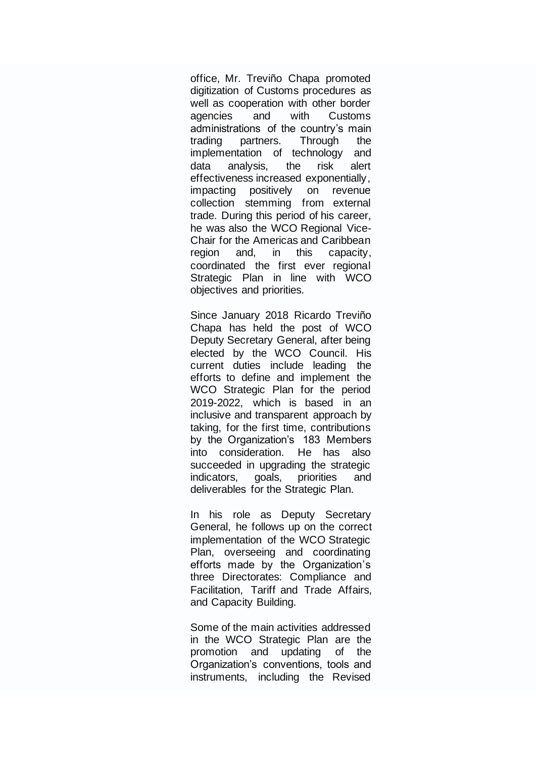office, Mr. Treviño Chapa promoted digitization of Customs procedures as well as cooperation with other border agencies and with Customs administrations of the country's main trading partners. Through the implementation of technology and data analysis, the risk alert effectiveness increased exponentially, impacting positively on revenue collection stemming from external trade. During this period of his career, he was also the WCO Regional Vice-Chair for the Americas and Caribbean region and, in this capacity, coordinated the first ever regional Strategic Plan in line with WCO objectives and priorities.

Since January 2018 Ricardo Treviño Chapa has held the post of WCO Deputy Secretary General, after being elected by the WCO Council. His current duties include leading the efforts to define and implement the WCO Strategic Plan for the period 2019-2022, which is based in an inclusive and transparent approach by taking, for the first time, contributions by the Organization's 183 Members into consideration. He has also succeeded in upgrading the strategic indicators, goals, priorities and deliverables for the Strategic Plan.

In his role as Deputy Secretary General, he follows up on the correct implementation of the WCO Strategic Plan, overseeing and coordinating efforts made by the Organization's three Directorates: Compliance and Facilitation, Tariff and Trade Affairs, and Capacity Building.

Some of the main activities addressed in the WCO Strategic Plan are the promotion and updating of the Organization's conventions, tools and instruments, including the Revised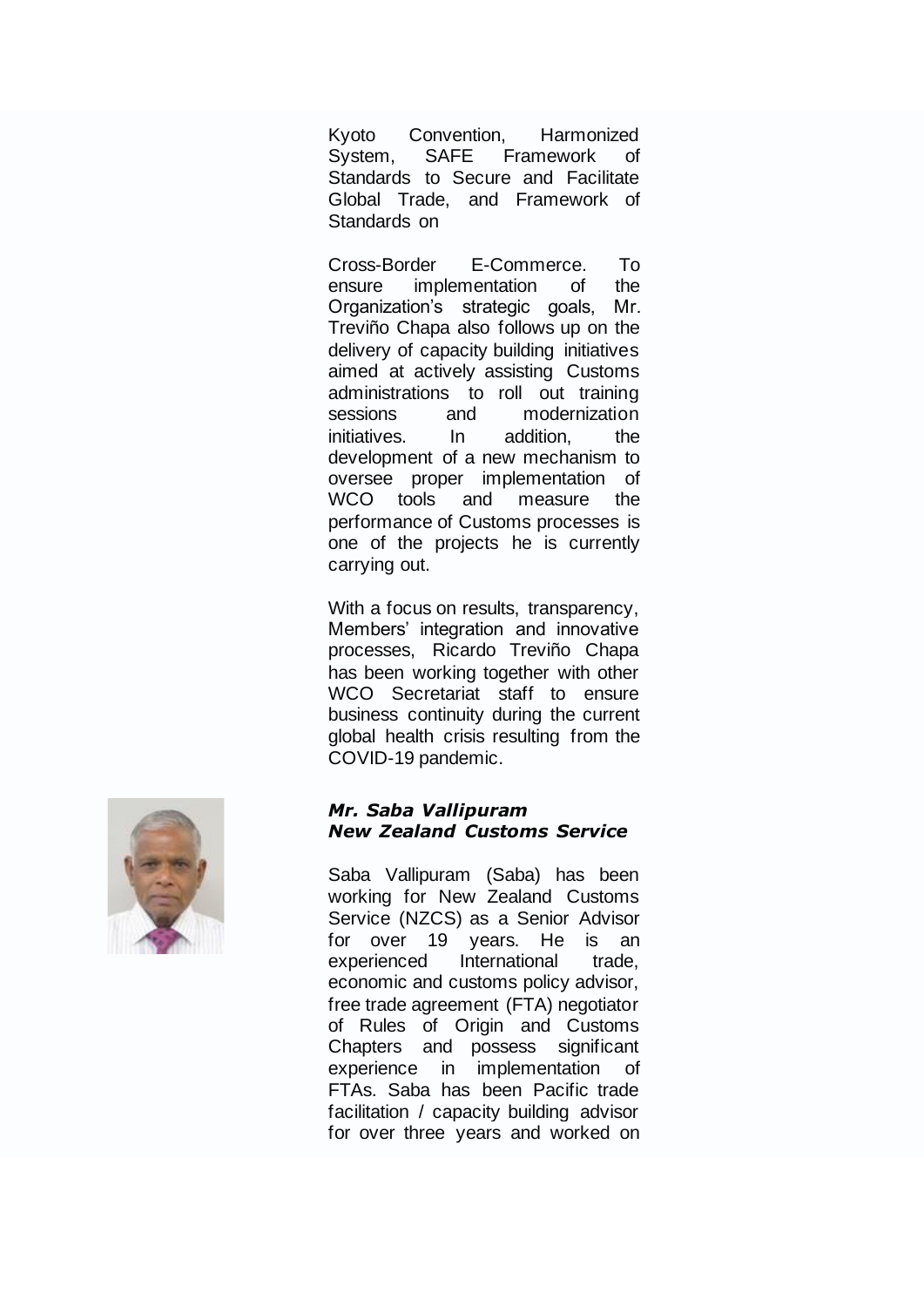Kyoto Convention, Harmonized System, SAFE Framework of Standards to Secure and Facilitate Global Trade, and Framework of Standards on

Cross-Border E-Commerce. To ensure implementation of the Organization's strategic goals, Mr. Treviño Chapa also follows up on the delivery of capacity building initiatives aimed at actively assisting Customs administrations to roll out training sessions and modernization initiatives. In addition, the development of a new mechanism to oversee proper implementation of WCO tools and measure the performance of Customs processes is one of the projects he is currently carrying out.

With a focus on results, transparency, Members' integration and innovative processes, Ricardo Treviño Chapa has been working together with other WCO Secretariat staff to ensure business continuity during the current global health crisis resulting from the COVID-19 pandemic.

***Mr. Saba Vallipuram***
***New Zealand Customs Service***

Saba Vallipuram (Saba) has been working for New Zealand Customs Service (NZCS) as a Senior Advisor for over 19 years. He is an experienced International trade, economic and customs policy advisor, free trade agreement (FTA) negotiator of Rules of Origin and Customs Chapters and possess significant experience in implementation of FTAs. Saba has been Pacific trade facilitation / capacity building advisor for over three years and worked on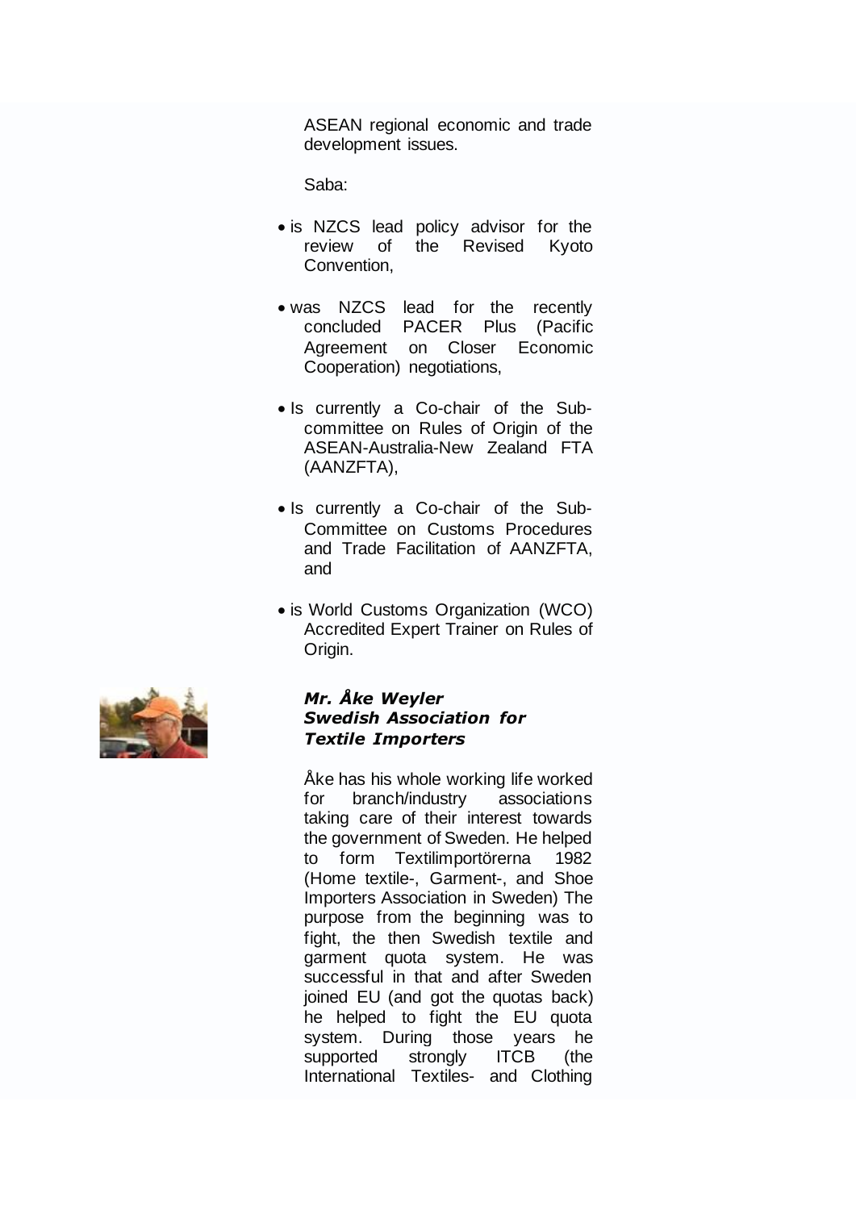ASEAN regional economic and trade development issues.

Saba:

- is NZCS lead policy advisor for the review of the Revised Kyoto Convention,
- was NZCS lead for the recently concluded PACER Plus (Pacific Agreement on Closer Economic Cooperation) negotiations,
- Is currently a Co-chair of the Sub-committee on Rules of Origin of the ASEAN-Australia-New Zealand FTA (AANZFTA),
- Is currently a Co-chair of the Sub-Committee on Customs Procedures and Trade Facilitation of AANZFTA, and
- is World Customs Organization (WCO) Accredited Expert Trainer on Rules of Origin.

***Mr. Åke Weyler***
***Swedish Association for Textile Importers***

Åke has his whole working life worked for branch/industry associations taking care of their interest towards the government of Sweden. He helped to form Textilimportörerna 1982 (Home textile-, Garment-, and Shoe Importers Association in Sweden) The purpose from the beginning was to fight, the then Swedish textile and garment quota system. He was successful in that and after Sweden joined EU (and got the quotas back) he helped to fight the EU quota system. During those years he supported strongly ITCB (the International Textiles- and Clothing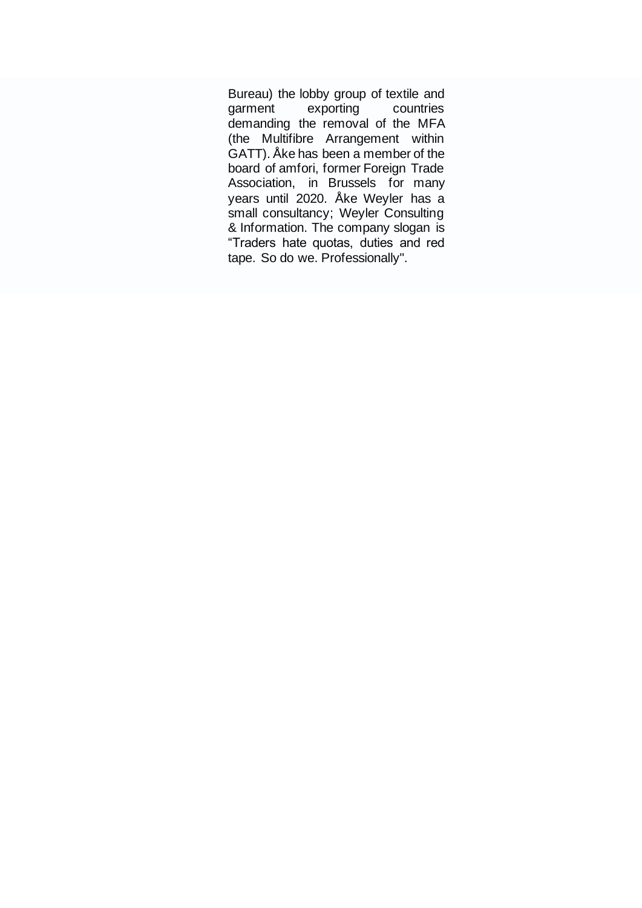Bureau) the lobby group of textile and garment exporting countries demanding the removal of the MFA (the Multifibre Arrangement within GATT). Åke has been a member of the board of amfori, former Foreign Trade Association, in Brussels for many years until 2020. Åke Weyler has a small consultancy; Weyler Consulting & Information. The company slogan is "Traders hate quotas, duties and red tape. So do we. Professionally".